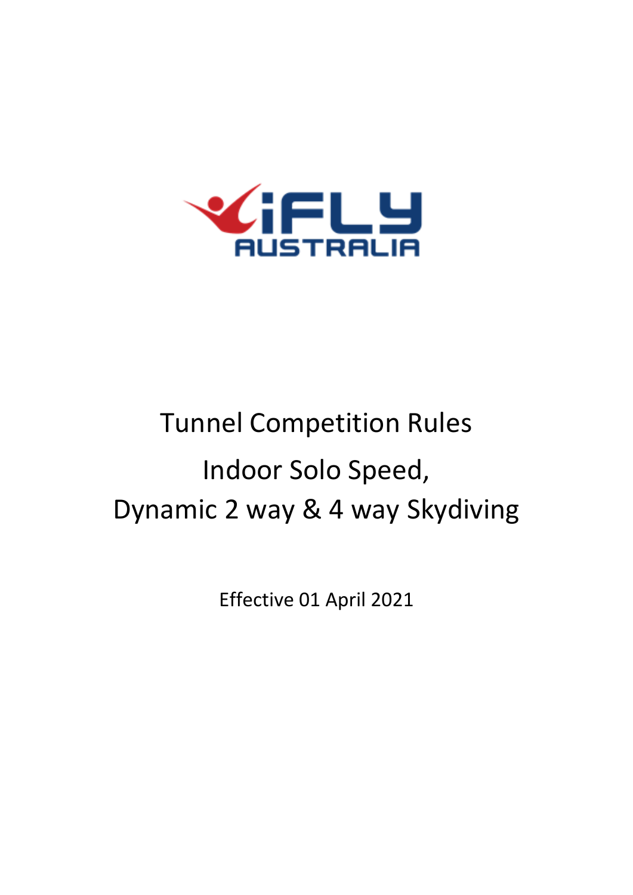iFLY AUSTRALIA

# Tunnel Competition Rules

## Indoor Solo Speed, Dynamic 2 way & 4 way Skydiving

Effective 01 April 2021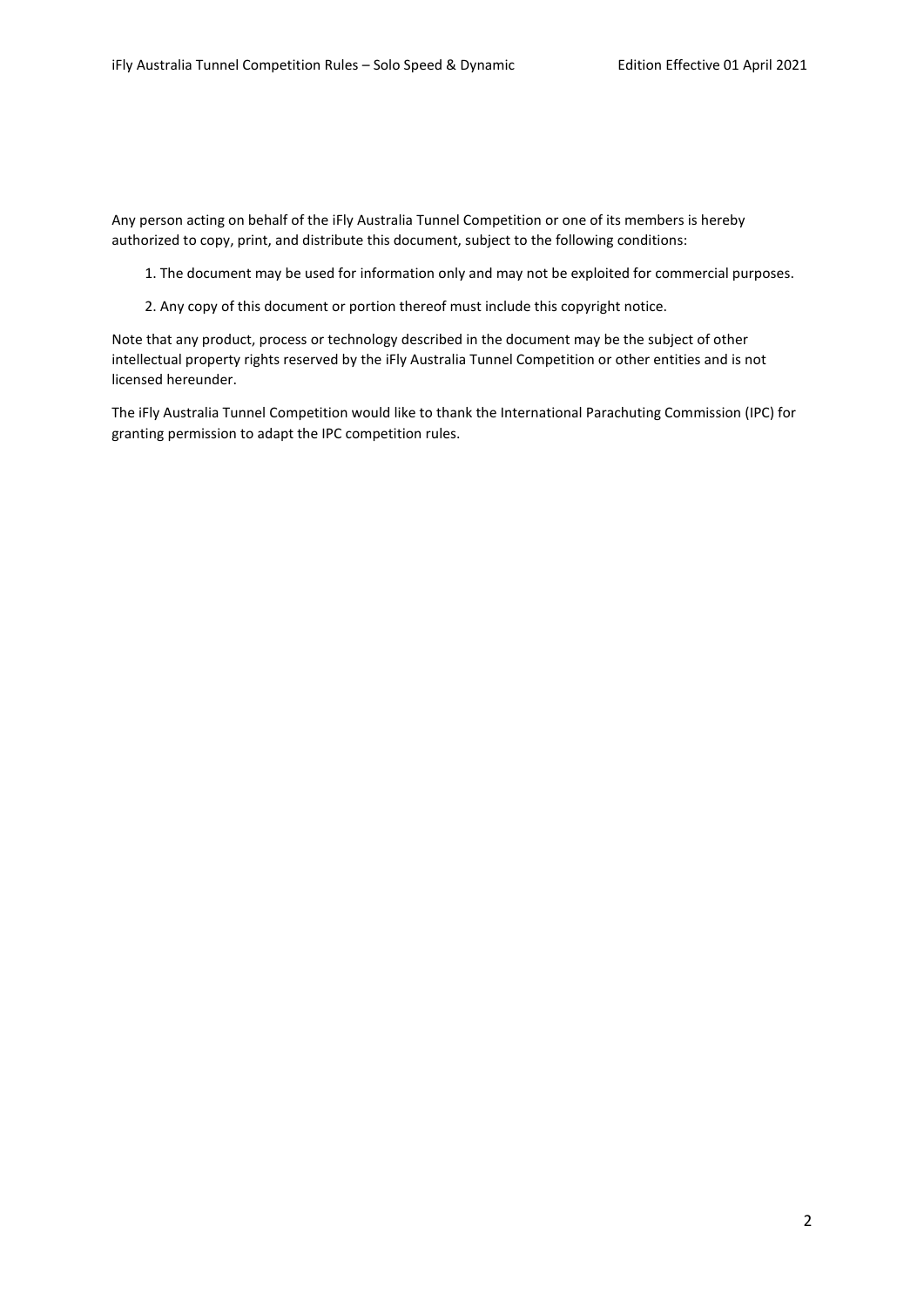Any person acting on behalf of the iFly Australia Tunnel Competition or one of its members is hereby authorized to copy, print, and distribute this document, subject to the following conditions:

1. The document may be used for information only and may not be exploited for commercial purposes.
2. Any copy of this document or portion thereof must include this copyright notice.

Note that any product, process or technology described in the document may be the subject of other intellectual property rights reserved by the iFly Australia Tunnel Competition or other entities and is not licensed hereunder.

The iFly Australia Tunnel Competition would like to thank the International Parachuting Commission (IPC) for granting permission to adapt the IPC competition rules.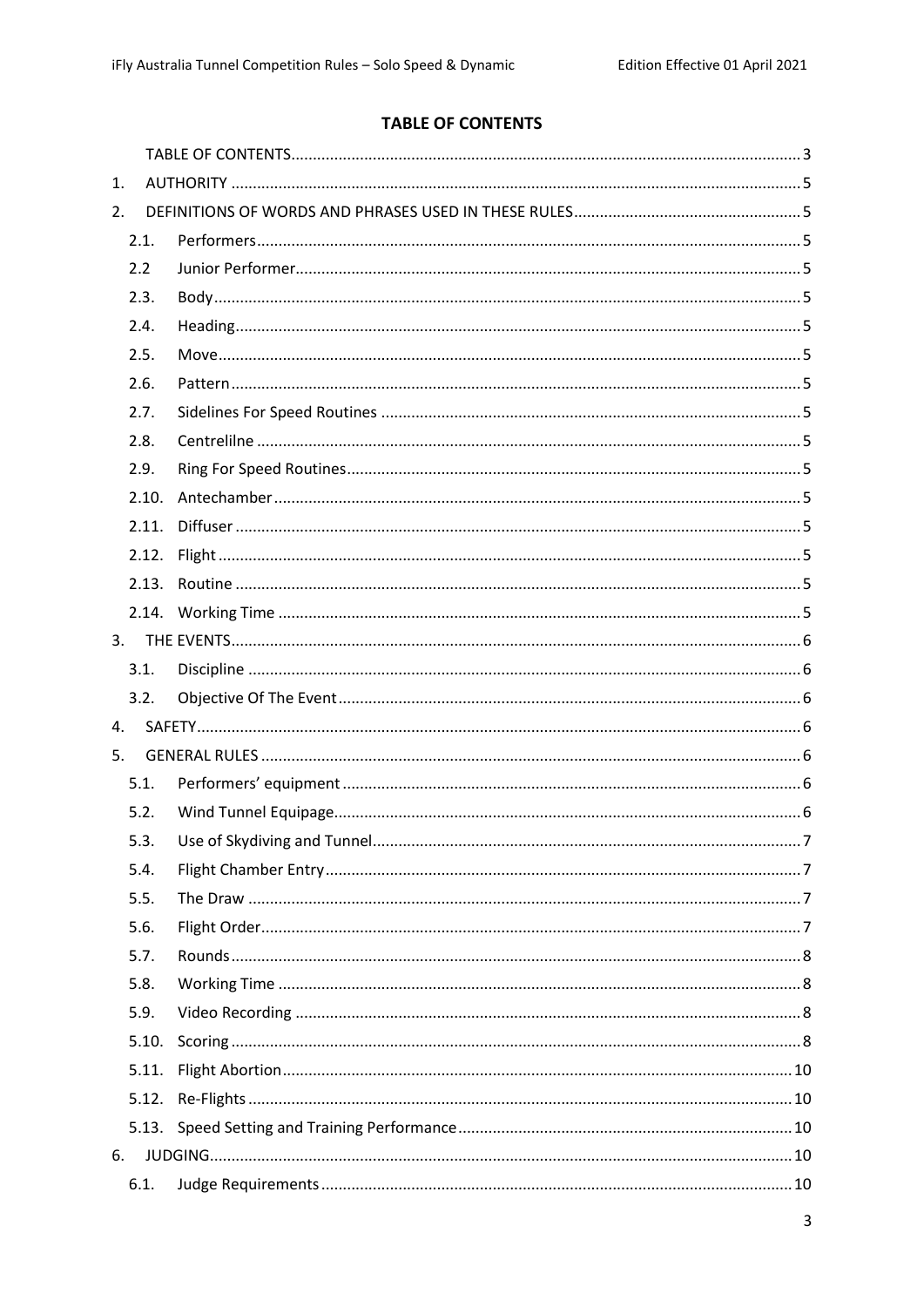**TABLE OF CONTENTS**

TABLE OF CONTENTS ..... 3

1. AUTHORITY ..... 5
2. DEFINITIONS OF WORDS AND PHRASES USED IN THESE RULES ..... 5
   - 2.1. Performers ..... 5
   - 2.2 Junior Performer ..... 5
   - 2.3. Body ..... 5
   - 2.4. Heading ..... 5
   - 2.5. Move ..... 5
   - 2.6. Pattern ..... 5
   - 2.7. Sidelines For Speed Routines ..... 5
   - 2.8. Centrelilne ..... 5
   - 2.9. Ring For Speed Routines ..... 5
   - 2.10. Antechamber ..... 5
   - 2.11. Diffuser ..... 5
   - 2.12. Flight ..... 5
   - 2.13. Routine ..... 5
   - 2.14. Working Time ..... 5
3. THE EVENTS ..... 6
   - 3.1. Discipline ..... 6
   - 3.2. Objective Of The Event ..... 6
4. SAFETY ..... 6
5. GENERAL RULES ..... 6
   - 5.1. Performers' equipment ..... 6
   - 5.2. Wind Tunnel Equipage ..... 6
   - 5.3. Use of Skydiving and Tunnel ..... 7
   - 5.4. Flight Chamber Entry ..... 7
   - 5.5. The Draw ..... 7
   - 5.6. Flight Order ..... 7
   - 5.7. Rounds ..... 8
   - 5.8. Working Time ..... 8
   - 5.9. Video Recording ..... 8
   - 5.10. Scoring ..... 8
   - 5.11. Flight Abortion ..... 10
   - 5.12. Re-Flights ..... 10
   - 5.13. Speed Setting and Training Performance ..... 10
6. JUDGING ..... 10
   - 6.1. Judge Requirements ..... 10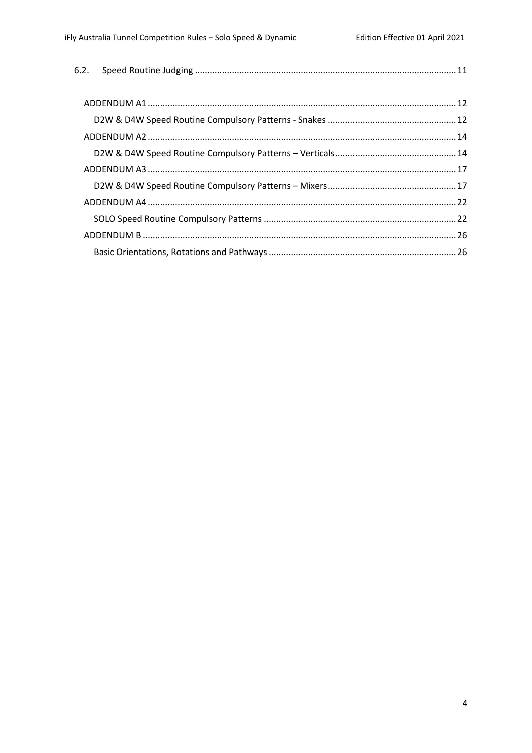6.2. Speed Routine Judging ........................................................................................................ 11

ADDENDUM A1 ........................................................................................................................ 12

D2W & D4W Speed Routine Compulsory Patterns - Snakes ................................................... 12

ADDENDUM A2 ........................................................................................................................ 14

D2W & D4W Speed Routine Compulsory Patterns – Verticals ................................................ 14

ADDENDUM A3 ........................................................................................................................ 17

D2W & D4W Speed Routine Compulsory Patterns – Mixers ................................................... 17

ADDENDUM A4 ........................................................................................................................ 22

SOLO Speed Routine Compulsory Patterns ............................................................................ 22

ADDENDUM B .......................................................................................................................... 26

Basic Orientations, Rotations and Pathways .......................................................................... 26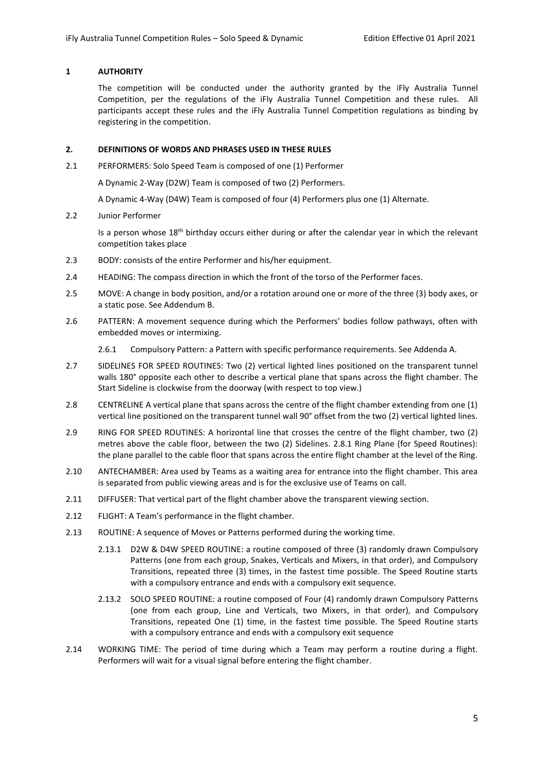## 1 AUTHORITY

The competition will be conducted under the authority granted by the iFly Australia Tunnel Competition, per the regulations of the iFly Australia Tunnel Competition and these rules. All participants accept these rules and the iFly Australia Tunnel Competition regulations as binding by registering in the competition.

## 2. DEFINITIONS OF WORDS AND PHRASES USED IN THESE RULES

2.1 PERFORMERS: Solo Speed Team is composed of one (1) Performer

A Dynamic 2-Way (D2W) Team is composed of two (2) Performers.

A Dynamic 4-Way (D4W) Team is composed of four (4) Performers plus one (1) Alternate.

2.2 Junior Performer

Is a person whose 18th birthday occurs either during or after the calendar year in which the relevant competition takes place

2.3 BODY: consists of the entire Performer and his/her equipment.

2.4 HEADING: The compass direction in which the front of the torso of the Performer faces.

2.5 MOVE: A change in body position, and/or a rotation around one or more of the three (3) body axes, or a static pose. See Addendum B.

2.6 PATTERN: A movement sequence during which the Performers' bodies follow pathways, often with embedded moves or intermixing.

2.6.1 Compulsory Pattern: a Pattern with specific performance requirements. See Addenda A.

2.7 SIDELINES FOR SPEED ROUTINES: Two (2) vertical lighted lines positioned on the transparent tunnel walls 180° opposite each other to describe a vertical plane that spans across the flight chamber. The Start Sideline is clockwise from the doorway (with respect to top view.)

2.8 CENTRELINE A vertical plane that spans across the centre of the flight chamber extending from one (1) vertical line positioned on the transparent tunnel wall 90° offset from the two (2) vertical lighted lines.

2.9 RING FOR SPEED ROUTINES: A horizontal line that crosses the centre of the flight chamber, two (2) metres above the cable floor, between the two (2) Sidelines. 2.8.1 Ring Plane (for Speed Routines): the plane parallel to the cable floor that spans across the entire flight chamber at the level of the Ring.

2.10 ANTECHAMBER: Area used by Teams as a waiting area for entrance into the flight chamber. This area is separated from public viewing areas and is for the exclusive use of Teams on call.

2.11 DIFFUSER: That vertical part of the flight chamber above the transparent viewing section.

2.12 FLIGHT: A Team's performance in the flight chamber.

2.13 ROUTINE: A sequence of Moves or Patterns performed during the working time.

2.13.1 D2W & D4W SPEED ROUTINE: a routine composed of three (3) randomly drawn Compulsory Patterns (one from each group, Snakes, Verticals and Mixers, in that order), and Compulsory Transitions, repeated three (3) times, in the fastest time possible. The Speed Routine starts with a compulsory entrance and ends with a compulsory exit sequence.

2.13.2 SOLO SPEED ROUTINE: a routine composed of Four (4) randomly drawn Compulsory Patterns (one from each group, Line and Verticals, two Mixers, in that order), and Compulsory Transitions, repeated One (1) time, in the fastest time possible. The Speed Routine starts with a compulsory entrance and ends with a compulsory exit sequence

2.14 WORKING TIME: The period of time during which a Team may perform a routine during a flight. Performers will wait for a visual signal before entering the flight chamber.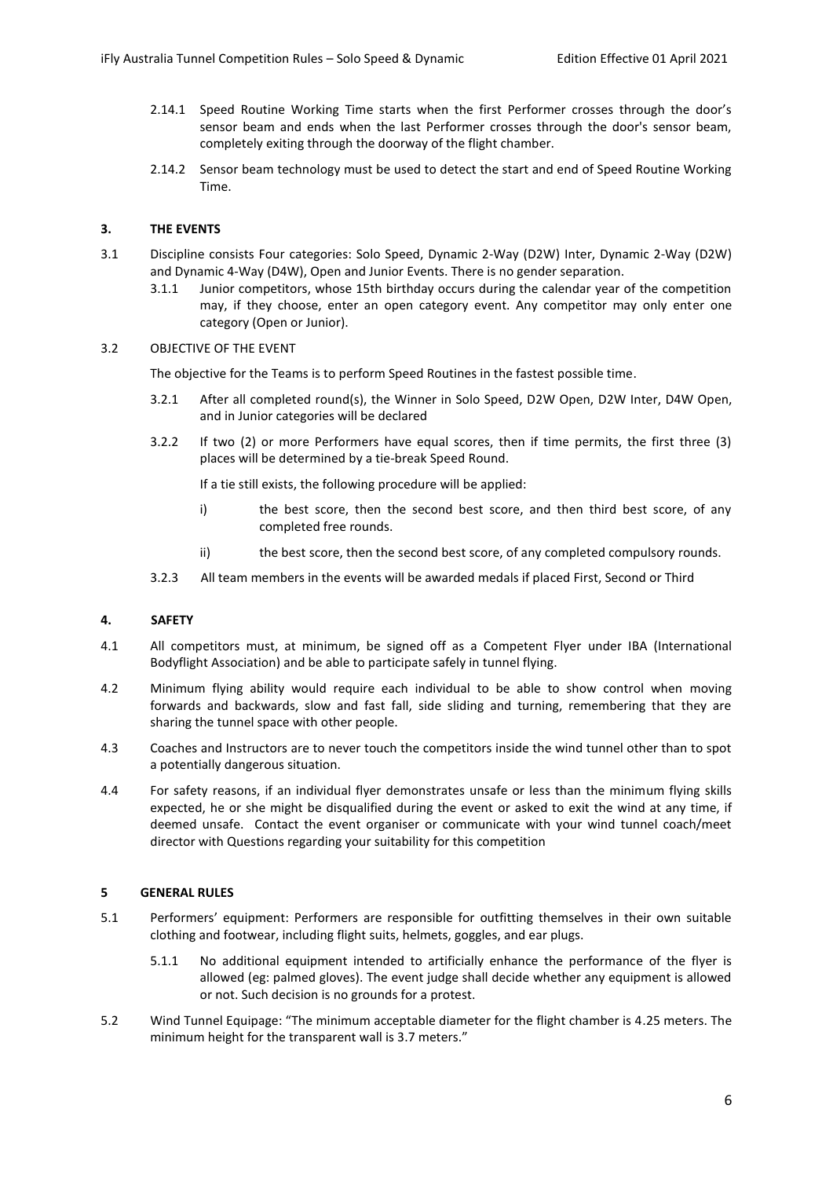2.14.1 Speed Routine Working Time starts when the first Performer crosses through the door's sensor beam and ends when the last Performer crosses through the door's sensor beam, completely exiting through the doorway of the flight chamber.

2.14.2 Sensor beam technology must be used to detect the start and end of Speed Routine Working Time.

## 3. THE EVENTS

3.1 Discipline consists Four categories: Solo Speed, Dynamic 2-Way (D2W) Inter, Dynamic 2-Way (D2W) and Dynamic 4-Way (D4W), Open and Junior Events. There is no gender separation.

3.1.1 Junior competitors, whose 15th birthday occurs during the calendar year of the competition may, if they choose, enter an open category event. Any competitor may only enter one category (Open or Junior).

3.2 OBJECTIVE OF THE EVENT

The objective for the Teams is to perform Speed Routines in the fastest possible time.

3.2.1 After all completed round(s), the Winner in Solo Speed, D2W Open, D2W Inter, D4W Open, and in Junior categories will be declared

3.2.2 If two (2) or more Performers have equal scores, then if time permits, the first three (3) places will be determined by a tie-break Speed Round.

If a tie still exists, the following procedure will be applied:

i) the best score, then the second best score, and then third best score, of any completed free rounds.

ii) the best score, then the second best score, of any completed compulsory rounds.

3.2.3 All team members in the events will be awarded medals if placed First, Second or Third

## 4. SAFETY

4.1 All competitors must, at minimum, be signed off as a Competent Flyer under IBA (International Bodyflight Association) and be able to participate safely in tunnel flying.

4.2 Minimum flying ability would require each individual to be able to show control when moving forwards and backwards, slow and fast fall, side sliding and turning, remembering that they are sharing the tunnel space with other people.

4.3 Coaches and Instructors are to never touch the competitors inside the wind tunnel other than to spot a potentially dangerous situation.

4.4 For safety reasons, if an individual flyer demonstrates unsafe or less than the minimum flying skills expected, he or she might be disqualified during the event or asked to exit the wind at any time, if deemed unsafe. Contact the event organiser or communicate with your wind tunnel coach/meet director with Questions regarding your suitability for this competition

## 5 GENERAL RULES

5.1 Performers' equipment: Performers are responsible for outfitting themselves in their own suitable clothing and footwear, including flight suits, helmets, goggles, and ear plugs.

5.1.1 No additional equipment intended to artificially enhance the performance of the flyer is allowed (eg: palmed gloves). The event judge shall decide whether any equipment is allowed or not. Such decision is no grounds for a protest.

5.2 Wind Tunnel Equipage: "The minimum acceptable diameter for the flight chamber is 4.25 meters. The minimum height for the transparent wall is 3.7 meters."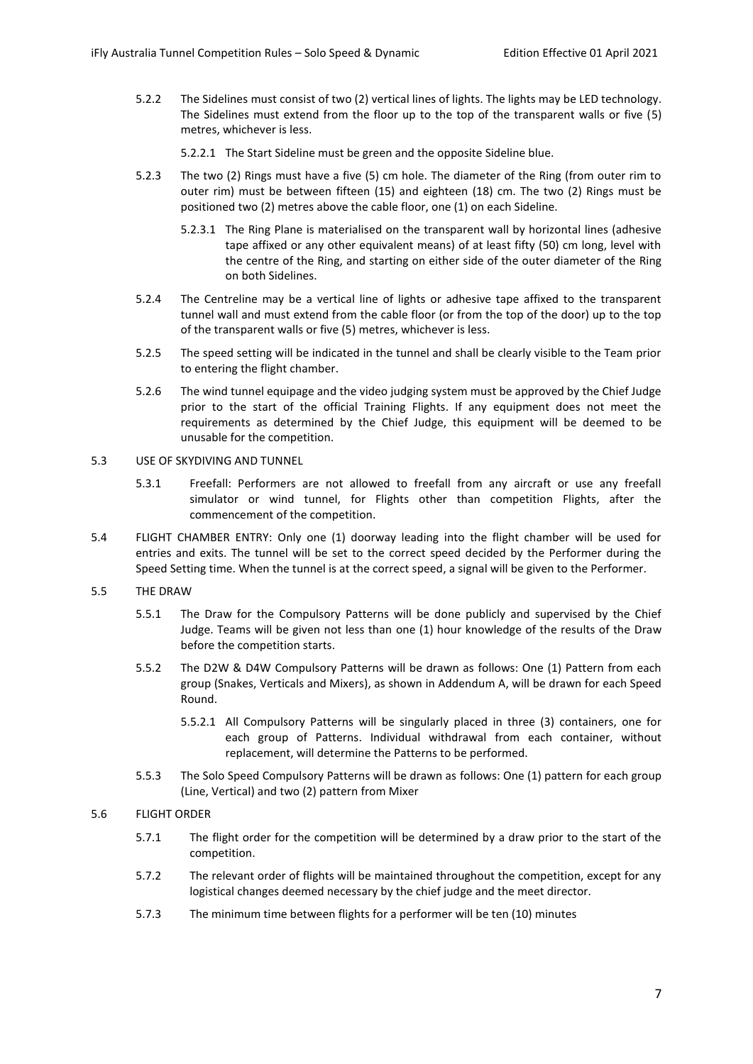5.2.2 The Sidelines must consist of two (2) vertical lines of lights. The lights may be LED technology. The Sidelines must extend from the floor up to the top of the transparent walls or five (5) metres, whichever is less.

5.2.2.1 The Start Sideline must be green and the opposite Sideline blue.

5.2.3 The two (2) Rings must have a five (5) cm hole. The diameter of the Ring (from outer rim to outer rim) must be between fifteen (15) and eighteen (18) cm. The two (2) Rings must be positioned two (2) metres above the cable floor, one (1) on each Sideline.

5.2.3.1 The Ring Plane is materialised on the transparent wall by horizontal lines (adhesive tape affixed or any other equivalent means) of at least fifty (50) cm long, level with the centre of the Ring, and starting on either side of the outer diameter of the Ring on both Sidelines.

5.2.4 The Centreline may be a vertical line of lights or adhesive tape affixed to the transparent tunnel wall and must extend from the cable floor (or from the top of the door) up to the top of the transparent walls or five (5) metres, whichever is less.

5.2.5 The speed setting will be indicated in the tunnel and shall be clearly visible to the Team prior to entering the flight chamber.

5.2.6 The wind tunnel equipage and the video judging system must be approved by the Chief Judge prior to the start of the official Training Flights. If any equipment does not meet the requirements as determined by the Chief Judge, this equipment will be deemed to be unusable for the competition.

5.3 USE OF SKYDIVING AND TUNNEL

5.3.1 Freefall: Performers are not allowed to freefall from any aircraft or use any freefall simulator or wind tunnel, for Flights other than competition Flights, after the commencement of the competition.

5.4 FLIGHT CHAMBER ENTRY: Only one (1) doorway leading into the flight chamber will be used for entries and exits. The tunnel will be set to the correct speed decided by the Performer during the Speed Setting time. When the tunnel is at the correct speed, a signal will be given to the Performer.

5.5 THE DRAW

5.5.1 The Draw for the Compulsory Patterns will be done publicly and supervised by the Chief Judge. Teams will be given not less than one (1) hour knowledge of the results of the Draw before the competition starts.

5.5.2 The D2W & D4W Compulsory Patterns will be drawn as follows: One (1) Pattern from each group (Snakes, Verticals and Mixers), as shown in Addendum A, will be drawn for each Speed Round.

5.5.2.1 All Compulsory Patterns will be singularly placed in three (3) containers, one for each group of Patterns. Individual withdrawal from each container, without replacement, will determine the Patterns to be performed.

5.5.3 The Solo Speed Compulsory Patterns will be drawn as follows: One (1) pattern for each group (Line, Vertical) and two (2) pattern from Mixer

5.6 FLIGHT ORDER

5.7.1 The flight order for the competition will be determined by a draw prior to the start of the competition.

5.7.2 The relevant order of flights will be maintained throughout the competition, except for any logistical changes deemed necessary by the chief judge and the meet director.

5.7.3 The minimum time between flights for a performer will be ten (10) minutes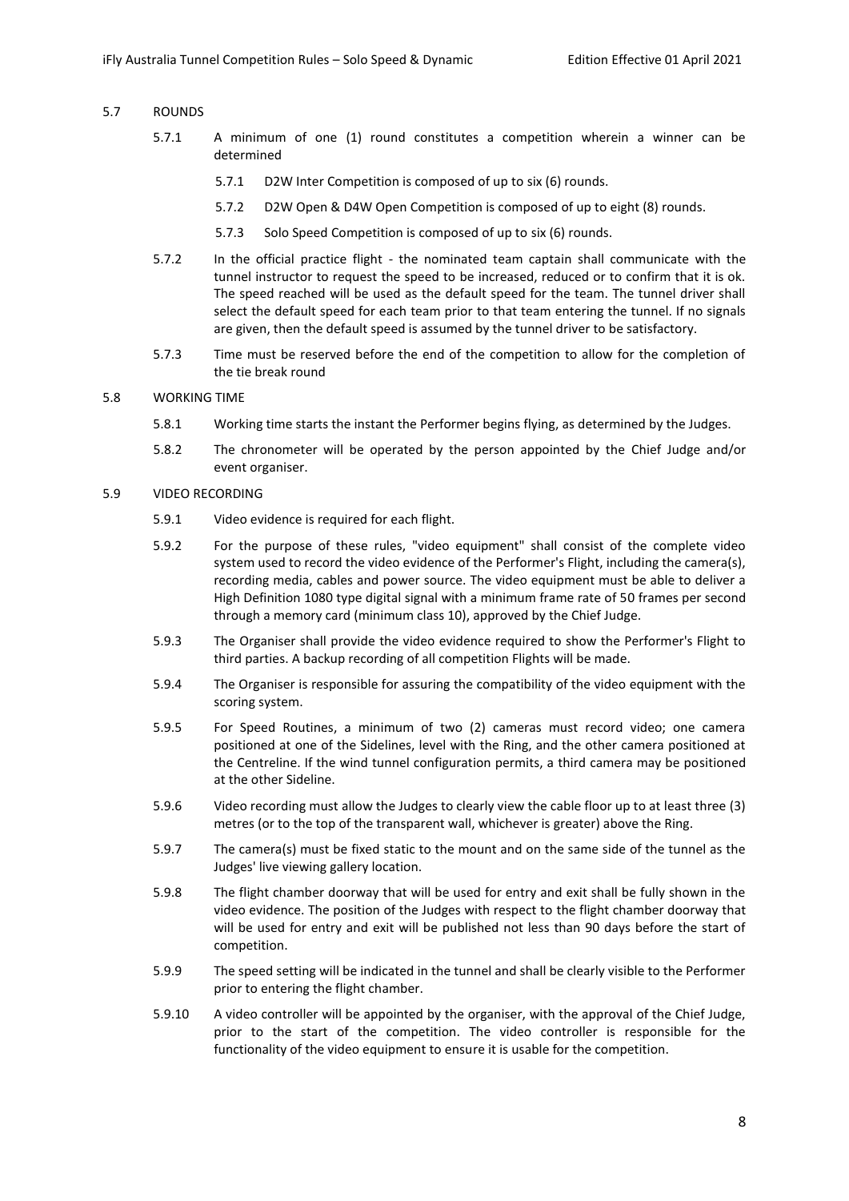## 5.7 ROUNDS

5.7.1 A minimum of one (1) round constitutes a competition wherein a winner can be determined

- 5.7.1 D2W Inter Competition is composed of up to six (6) rounds.
- 5.7.2 D2W Open & D4W Open Competition is composed of up to eight (8) rounds.
- 5.7.3 Solo Speed Competition is composed of up to six (6) rounds.

5.7.2 In the official practice flight - the nominated team captain shall communicate with the tunnel instructor to request the speed to be increased, reduced or to confirm that it is ok. The speed reached will be used as the default speed for the team. The tunnel driver shall select the default speed for each team prior to that team entering the tunnel. If no signals are given, then the default speed is assumed by the tunnel driver to be satisfactory.

5.7.3 Time must be reserved before the end of the competition to allow for the completion of the tie break round

## 5.8 WORKING TIME

5.8.1 Working time starts the instant the Performer begins flying, as determined by the Judges.

5.8.2 The chronometer will be operated by the person appointed by the Chief Judge and/or event organiser.

## 5.9 VIDEO RECORDING

5.9.1 Video evidence is required for each flight.

5.9.2 For the purpose of these rules, "video equipment" shall consist of the complete video system used to record the video evidence of the Performer's Flight, including the camera(s), recording media, cables and power source. The video equipment must be able to deliver a High Definition 1080 type digital signal with a minimum frame rate of 50 frames per second through a memory card (minimum class 10), approved by the Chief Judge.

5.9.3 The Organiser shall provide the video evidence required to show the Performer's Flight to third parties. A backup recording of all competition Flights will be made.

5.9.4 The Organiser is responsible for assuring the compatibility of the video equipment with the scoring system.

5.9.5 For Speed Routines, a minimum of two (2) cameras must record video; one camera positioned at one of the Sidelines, level with the Ring, and the other camera positioned at the Centreline. If the wind tunnel configuration permits, a third camera may be positioned at the other Sideline.

5.9.6 Video recording must allow the Judges to clearly view the cable floor up to at least three (3) metres (or to the top of the transparent wall, whichever is greater) above the Ring.

5.9.7 The camera(s) must be fixed static to the mount and on the same side of the tunnel as the Judges' live viewing gallery location.

5.9.8 The flight chamber doorway that will be used for entry and exit shall be fully shown in the video evidence. The position of the Judges with respect to the flight chamber doorway that will be used for entry and exit will be published not less than 90 days before the start of competition.

5.9.9 The speed setting will be indicated in the tunnel and shall be clearly visible to the Performer prior to entering the flight chamber.

5.9.10 A video controller will be appointed by the organiser, with the approval of the Chief Judge, prior to the start of the competition. The video controller is responsible for the functionality of the video equipment to ensure it is usable for the competition.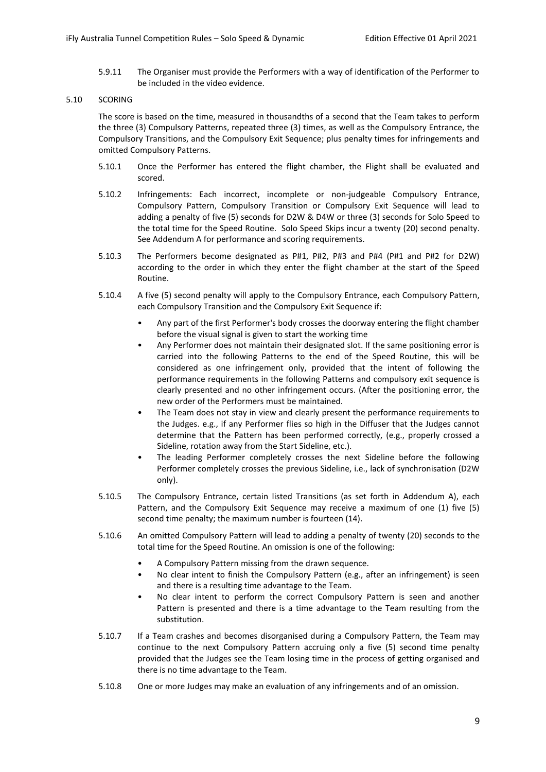5.9.11 The Organiser must provide the Performers with a way of identification of the Performer to be included in the video evidence.

## 5.10 SCORING

The score is based on the time, measured in thousandths of a second that the Team takes to perform the three (3) Compulsory Patterns, repeated three (3) times, as well as the Compulsory Entrance, the Compulsory Transitions, and the Compulsory Exit Sequence; plus penalty times for infringements and omitted Compulsory Patterns.

5.10.1 Once the Performer has entered the flight chamber, the Flight shall be evaluated and scored.

5.10.2 Infringements: Each incorrect, incomplete or non-judgeable Compulsory Entrance, Compulsory Pattern, Compulsory Transition or Compulsory Exit Sequence will lead to adding a penalty of five (5) seconds for D2W & D4W or three (3) seconds for Solo Speed to the total time for the Speed Routine. Solo Speed Skips incur a twenty (20) second penalty. See Addendum A for performance and scoring requirements.

5.10.3 The Performers become designated as P#1, P#2, P#3 and P#4 (P#1 and P#2 for D2W) according to the order in which they enter the flight chamber at the start of the Speed Routine.

5.10.4 A five (5) second penalty will apply to the Compulsory Entrance, each Compulsory Pattern, each Compulsory Transition and the Compulsory Exit Sequence if:

- Any part of the first Performer's body crosses the doorway entering the flight chamber before the visual signal is given to start the working time
- Any Performer does not maintain their designated slot. If the same positioning error is carried into the following Patterns to the end of the Speed Routine, this will be considered as one infringement only, provided that the intent of following the performance requirements in the following Patterns and compulsory exit sequence is clearly presented and no other infringement occurs. (After the positioning error, the new order of the Performers must be maintained.
- The Team does not stay in view and clearly present the performance requirements to the Judges. e.g., if any Performer flies so high in the Diffuser that the Judges cannot determine that the Pattern has been performed correctly, (e.g., properly crossed a Sideline, rotation away from the Start Sideline, etc.).
- The leading Performer completely crosses the next Sideline before the following Performer completely crosses the previous Sideline, i.e., lack of synchronisation (D2W only).

5.10.5 The Compulsory Entrance, certain listed Transitions (as set forth in Addendum A), each Pattern, and the Compulsory Exit Sequence may receive a maximum of one (1) five (5) second time penalty; the maximum number is fourteen (14).

5.10.6 An omitted Compulsory Pattern will lead to adding a penalty of twenty (20) seconds to the total time for the Speed Routine. An omission is one of the following:

- A Compulsory Pattern missing from the drawn sequence.
- No clear intent to finish the Compulsory Pattern (e.g., after an infringement) is seen and there is a resulting time advantage to the Team.
- No clear intent to perform the correct Compulsory Pattern is seen and another Pattern is presented and there is a time advantage to the Team resulting from the substitution.

5.10.7 If a Team crashes and becomes disorganised during a Compulsory Pattern, the Team may continue to the next Compulsory Pattern accruing only a five (5) second time penalty provided that the Judges see the Team losing time in the process of getting organised and there is no time advantage to the Team.

5.10.8 One or more Judges may make an evaluation of any infringements and of an omission.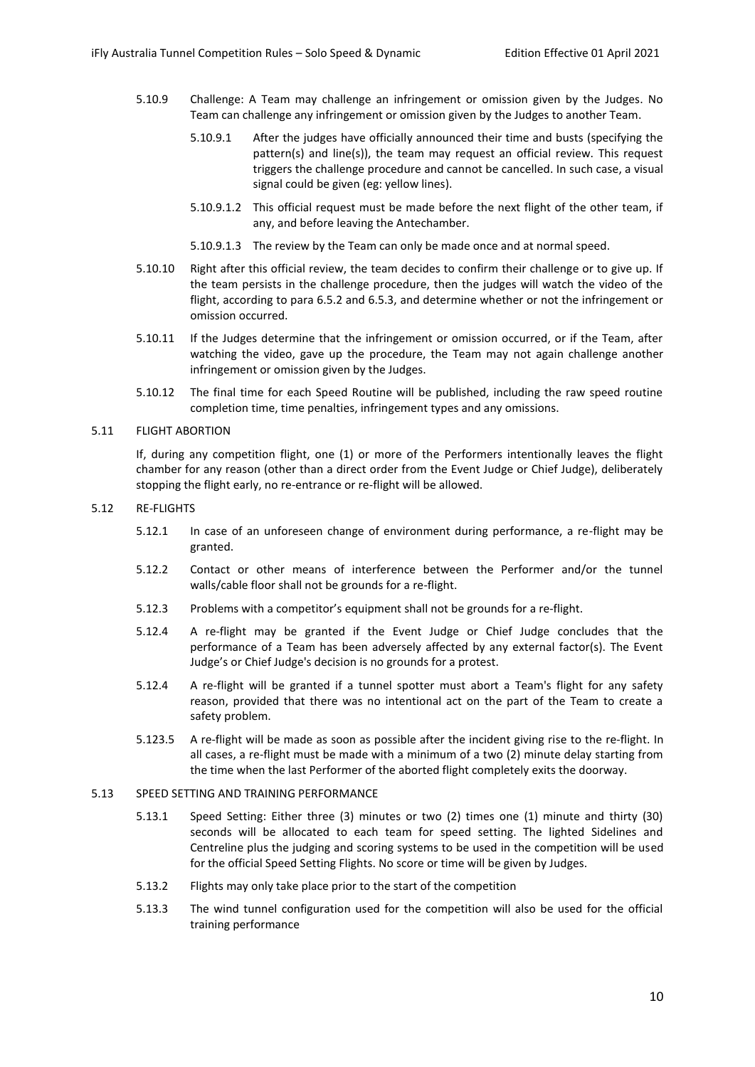5.10.9 Challenge: A Team may challenge an infringement or omission given by the Judges. No Team can challenge any infringement or omission given by the Judges to another Team.

5.10.9.1 After the judges have officially announced their time and busts (specifying the pattern(s) and line(s)), the team may request an official review. This request triggers the challenge procedure and cannot be cancelled. In such case, a visual signal could be given (eg: yellow lines).

5.10.9.1.2 This official request must be made before the next flight of the other team, if any, and before leaving the Antechamber.

5.10.9.1.3 The review by the Team can only be made once and at normal speed.

5.10.10 Right after this official review, the team decides to confirm their challenge or to give up. If the team persists in the challenge procedure, then the judges will watch the video of the flight, according to para 6.5.2 and 6.5.3, and determine whether or not the infringement or omission occurred.

5.10.11 If the Judges determine that the infringement or omission occurred, or if the Team, after watching the video, gave up the procedure, the Team may not again challenge another infringement or omission given by the Judges.

5.10.12 The final time for each Speed Routine will be published, including the raw speed routine completion time, time penalties, infringement types and any omissions.

## 5.11 FLIGHT ABORTION

If, during any competition flight, one (1) or more of the Performers intentionally leaves the flight chamber for any reason (other than a direct order from the Event Judge or Chief Judge), deliberately stopping the flight early, no re-entrance or re-flight will be allowed.

## 5.12 RE-FLIGHTS

5.12.1 In case of an unforeseen change of environment during performance, a re-flight may be granted.

5.12.2 Contact or other means of interference between the Performer and/or the tunnel walls/cable floor shall not be grounds for a re-flight.

5.12.3 Problems with a competitor's equipment shall not be grounds for a re-flight.

5.12.4 A re-flight may be granted if the Event Judge or Chief Judge concludes that the performance of a Team has been adversely affected by any external factor(s). The Event Judge's or Chief Judge's decision is no grounds for a protest.

5.12.4 A re-flight will be granted if a tunnel spotter must abort a Team's flight for any safety reason, provided that there was no intentional act on the part of the Team to create a safety problem.

5.123.5 A re-flight will be made as soon as possible after the incident giving rise to the re-flight. In all cases, a re-flight must be made with a minimum of a two (2) minute delay starting from the time when the last Performer of the aborted flight completely exits the doorway.

## 5.13 SPEED SETTING AND TRAINING PERFORMANCE

5.13.1 Speed Setting: Either three (3) minutes or two (2) times one (1) minute and thirty (30) seconds will be allocated to each team for speed setting. The lighted Sidelines and Centreline plus the judging and scoring systems to be used in the competition will be used for the official Speed Setting Flights. No score or time will be given by Judges.

5.13.2 Flights may only take place prior to the start of the competition

5.13.3 The wind tunnel configuration used for the competition will also be used for the official training performance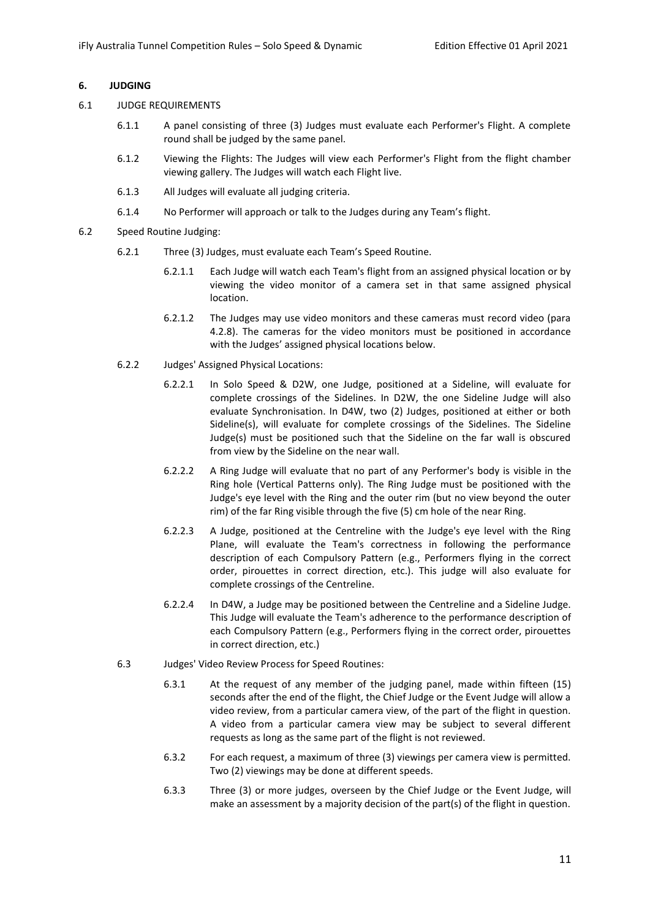## 6. JUDGING

6.1 JUDGE REQUIREMENTS

6.1.1 A panel consisting of three (3) Judges must evaluate each Performer's Flight. A complete round shall be judged by the same panel.

6.1.2 Viewing the Flights: The Judges will view each Performer's Flight from the flight chamber viewing gallery. The Judges will watch each Flight live.

6.1.3 All Judges will evaluate all judging criteria.

6.1.4 No Performer will approach or talk to the Judges during any Team's flight.

6.2 Speed Routine Judging:

6.2.1 Three (3) Judges, must evaluate each Team's Speed Routine.

6.2.1.1 Each Judge will watch each Team's flight from an assigned physical location or by viewing the video monitor of a camera set in that same assigned physical location.

6.2.1.2 The Judges may use video monitors and these cameras must record video (para 4.2.8). The cameras for the video monitors must be positioned in accordance with the Judges' assigned physical locations below.

6.2.2 Judges' Assigned Physical Locations:

6.2.2.1 In Solo Speed & D2W, one Judge, positioned at a Sideline, will evaluate for complete crossings of the Sidelines. In D2W, the one Sideline Judge will also evaluate Synchronisation. In D4W, two (2) Judges, positioned at either or both Sideline(s), will evaluate for complete crossings of the Sidelines. The Sideline Judge(s) must be positioned such that the Sideline on the far wall is obscured from view by the Sideline on the near wall.

6.2.2.2 A Ring Judge will evaluate that no part of any Performer's body is visible in the Ring hole (Vertical Patterns only). The Ring Judge must be positioned with the Judge's eye level with the Ring and the outer rim (but no view beyond the outer rim) of the far Ring visible through the five (5) cm hole of the near Ring.

6.2.2.3 A Judge, positioned at the Centreline with the Judge's eye level with the Ring Plane, will evaluate the Team's correctness in following the performance description of each Compulsory Pattern (e.g., Performers flying in the correct order, pirouettes in correct direction, etc.). This judge will also evaluate for complete crossings of the Centreline.

6.2.2.4 In D4W, a Judge may be positioned between the Centreline and a Sideline Judge. This Judge will evaluate the Team's adherence to the performance description of each Compulsory Pattern (e.g., Performers flying in the correct order, pirouettes in correct direction, etc.)

6.3 Judges' Video Review Process for Speed Routines:

6.3.1 At the request of any member of the judging panel, made within fifteen (15) seconds after the end of the flight, the Chief Judge or the Event Judge will allow a video review, from a particular camera view, of the part of the flight in question. A video from a particular camera view may be subject to several different requests as long as the same part of the flight is not reviewed.

6.3.2 For each request, a maximum of three (3) viewings per camera view is permitted. Two (2) viewings may be done at different speeds.

6.3.3 Three (3) or more judges, overseen by the Chief Judge or the Event Judge, will make an assessment by a majority decision of the part(s) of the flight in question.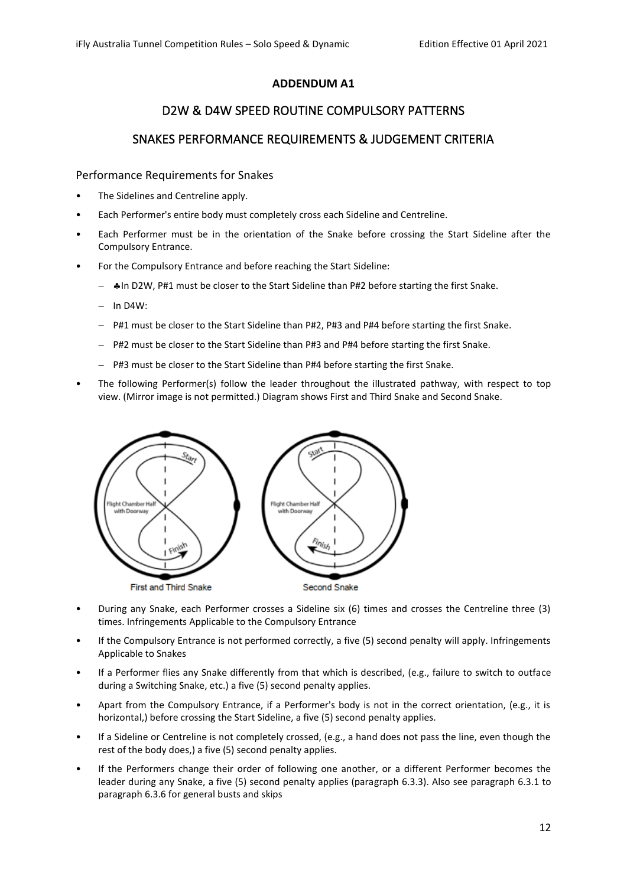**ADDENDUM A1**

## D2W & D4W SPEED ROUTINE COMPULSORY PATTERNS

## SNAKES PERFORMANCE REQUIREMENTS & JUDGEMENT CRITERIA

### Performance Requirements for Snakes

- The Sidelines and Centreline apply.
- Each Performer's entire body must completely cross each Sideline and Centreline.
- Each Performer must be in the orientation of the Snake before crossing the Start Sideline after the Compulsory Entrance.
- For the Compulsory Entrance and before reaching the Start Sideline:
  - ♣In D2W, P#1 must be closer to the Start Sideline than P#2 before starting the first Snake.
  - In D4W:
  - P#1 must be closer to the Start Sideline than P#2, P#3 and P#4 before starting the first Snake.
  - P#2 must be closer to the Start Sideline than P#3 and P#4 before starting the first Snake.
  - P#3 must be closer to the Start Sideline than P#4 before starting the first Snake.
- The following Performer(s) follow the leader throughout the illustrated pathway, with respect to top view. (Mirror image is not permitted.) Diagram shows First and Third Snake and Second Snake.

First and Third Snake

Second Snake

- During any Snake, each Performer crosses a Sideline six (6) times and crosses the Centreline three (3) times. Infringements Applicable to the Compulsory Entrance
- If the Compulsory Entrance is not performed correctly, a five (5) second penalty will apply. Infringements Applicable to Snakes
- If a Performer flies any Snake differently from that which is described, (e.g., failure to switch to outface during a Switching Snake, etc.) a five (5) second penalty applies.
- Apart from the Compulsory Entrance, if a Performer's body is not in the correct orientation, (e.g., it is horizontal,) before crossing the Start Sideline, a five (5) second penalty applies.
- If a Sideline or Centreline is not completely crossed, (e.g., a hand does not pass the line, even though the rest of the body does,) a five (5) second penalty applies.
- If the Performers change their order of following one another, or a different Performer becomes the leader during any Snake, a five (5) second penalty applies (paragraph 6.3.3). Also see paragraph 6.3.1 to paragraph 6.3.6 for general busts and skips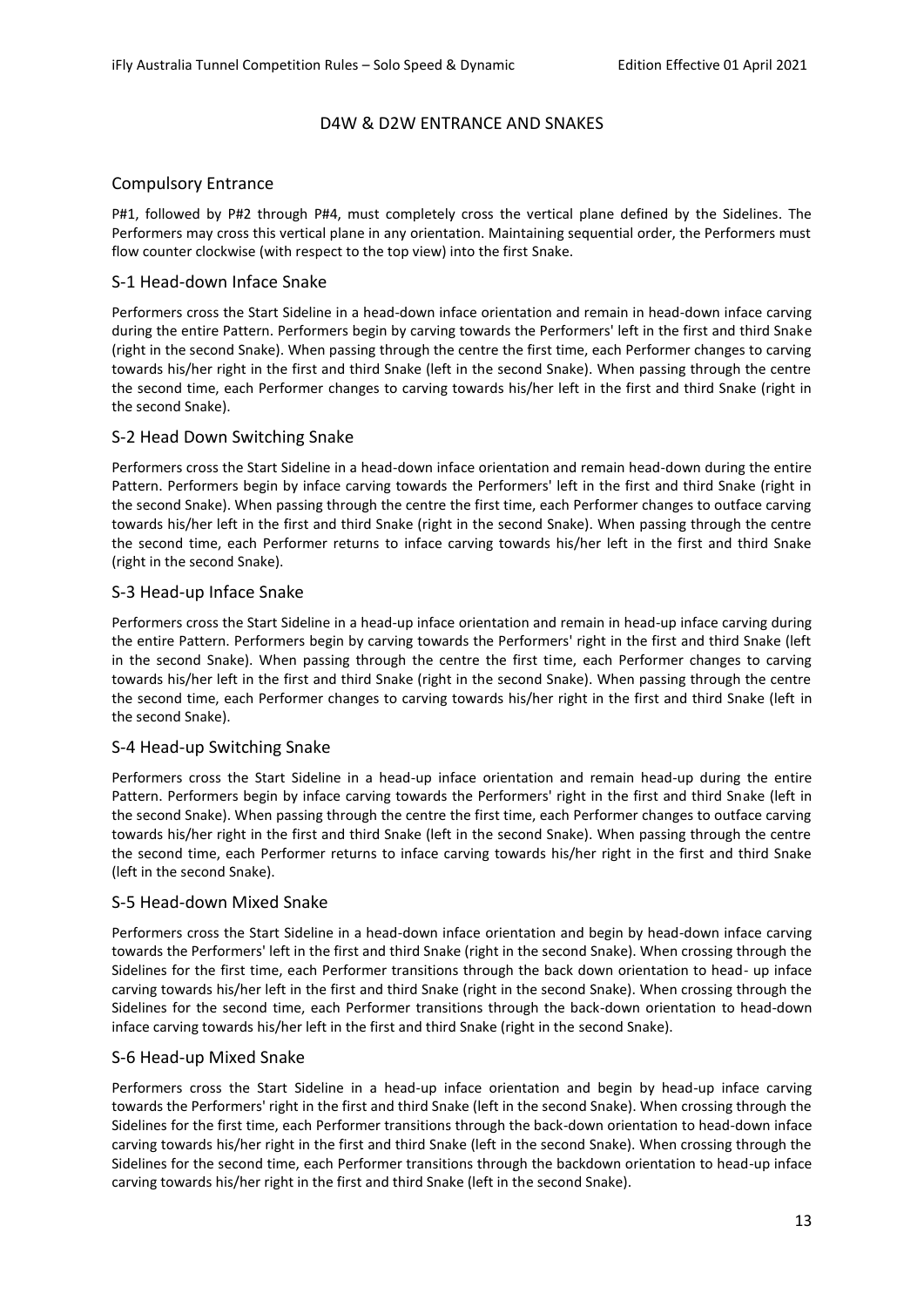# D4W & D2W ENTRANCE AND SNAKES

## Compulsory Entrance

P#1, followed by P#2 through P#4, must completely cross the vertical plane defined by the Sidelines. The Performers may cross this vertical plane in any orientation. Maintaining sequential order, the Performers must flow counter clockwise (with respect to the top view) into the first Snake.

## S-1 Head-down Inface Snake

Performers cross the Start Sideline in a head-down inface orientation and remain in head-down inface carving during the entire Pattern. Performers begin by carving towards the Performers' left in the first and third Snake (right in the second Snake). When passing through the centre the first time, each Performer changes to carving towards his/her right in the first and third Snake (left in the second Snake). When passing through the centre the second time, each Performer changes to carving towards his/her left in the first and third Snake (right in the second Snake).

## S-2 Head Down Switching Snake

Performers cross the Start Sideline in a head-down inface orientation and remain head-down during the entire Pattern. Performers begin by inface carving towards the Performers' left in the first and third Snake (right in the second Snake). When passing through the centre the first time, each Performer changes to outface carving towards his/her left in the first and third Snake (right in the second Snake). When passing through the centre the second time, each Performer returns to inface carving towards his/her left in the first and third Snake (right in the second Snake).

## S-3 Head-up Inface Snake

Performers cross the Start Sideline in a head-up inface orientation and remain in head-up inface carving during the entire Pattern. Performers begin by carving towards the Performers' right in the first and third Snake (left in the second Snake). When passing through the centre the first time, each Performer changes to carving towards his/her left in the first and third Snake (right in the second Snake). When passing through the centre the second time, each Performer changes to carving towards his/her right in the first and third Snake (left in the second Snake).

## S-4 Head-up Switching Snake

Performers cross the Start Sideline in a head-up inface orientation and remain head-up during the entire Pattern. Performers begin by inface carving towards the Performers' right in the first and third Snake (left in the second Snake). When passing through the centre the first time, each Performer changes to outface carving towards his/her right in the first and third Snake (left in the second Snake). When passing through the centre the second time, each Performer returns to inface carving towards his/her right in the first and third Snake (left in the second Snake).

## S-5 Head-down Mixed Snake

Performers cross the Start Sideline in a head-down inface orientation and begin by head-down inface carving towards the Performers' left in the first and third Snake (right in the second Snake). When crossing through the Sidelines for the first time, each Performer transitions through the back down orientation to head- up inface carving towards his/her left in the first and third Snake (right in the second Snake). When crossing through the Sidelines for the second time, each Performer transitions through the back-down orientation to head-down inface carving towards his/her left in the first and third Snake (right in the second Snake).

## S-6 Head-up Mixed Snake

Performers cross the Start Sideline in a head-up inface orientation and begin by head-up inface carving towards the Performers' right in the first and third Snake (left in the second Snake). When crossing through the Sidelines for the first time, each Performer transitions through the back-down orientation to head-down inface carving towards his/her right in the first and third Snake (left in the second Snake). When crossing through the Sidelines for the second time, each Performer transitions through the backdown orientation to head-up inface carving towards his/her right in the first and third Snake (left in the second Snake).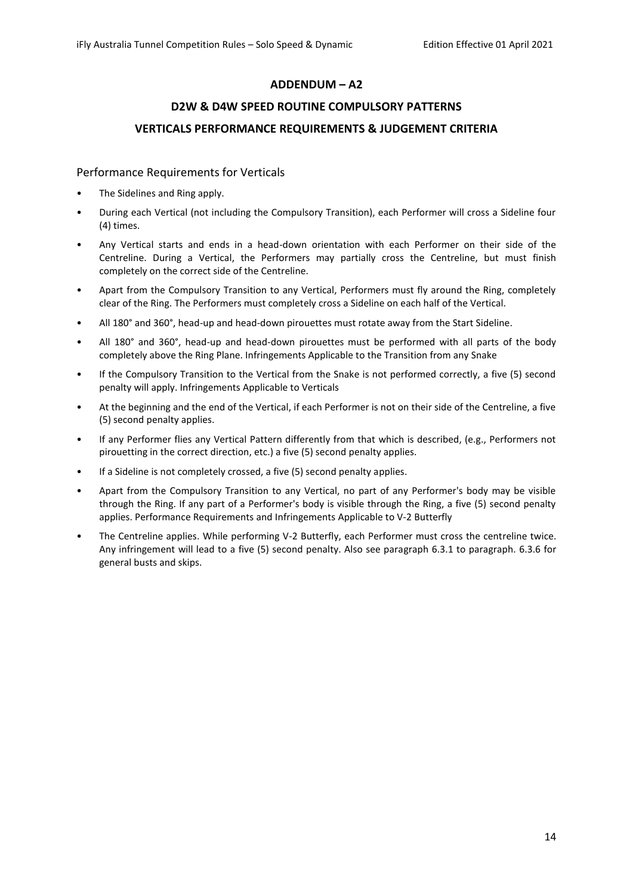## ADDENDUM – A2

## D2W & D4W SPEED ROUTINE COMPULSORY PATTERNS

## VERTICALS PERFORMANCE REQUIREMENTS & JUDGEMENT CRITERIA

### Performance Requirements for Verticals

- The Sidelines and Ring apply.
- During each Vertical (not including the Compulsory Transition), each Performer will cross a Sideline four (4) times.
- Any Vertical starts and ends in a head-down orientation with each Performer on their side of the Centreline. During a Vertical, the Performers may partially cross the Centreline, but must finish completely on the correct side of the Centreline.
- Apart from the Compulsory Transition to any Vertical, Performers must fly around the Ring, completely clear of the Ring. The Performers must completely cross a Sideline on each half of the Vertical.
- All 180° and 360°, head-up and head-down pirouettes must rotate away from the Start Sideline.
- All 180° and 360°, head-up and head-down pirouettes must be performed with all parts of the body completely above the Ring Plane. Infringements Applicable to the Transition from any Snake
- If the Compulsory Transition to the Vertical from the Snake is not performed correctly, a five (5) second penalty will apply. Infringements Applicable to Verticals
- At the beginning and the end of the Vertical, if each Performer is not on their side of the Centreline, a five (5) second penalty applies.
- If any Performer flies any Vertical Pattern differently from that which is described, (e.g., Performers not pirouetting in the correct direction, etc.) a five (5) second penalty applies.
- If a Sideline is not completely crossed, a five (5) second penalty applies.
- Apart from the Compulsory Transition to any Vertical, no part of any Performer's body may be visible through the Ring. If any part of a Performer's body is visible through the Ring, a five (5) second penalty applies. Performance Requirements and Infringements Applicable to V-2 Butterfly
- The Centreline applies. While performing V-2 Butterfly, each Performer must cross the centreline twice. Any infringement will lead to a five (5) second penalty. Also see paragraph 6.3.1 to paragraph. 6.3.6 for general busts and skips.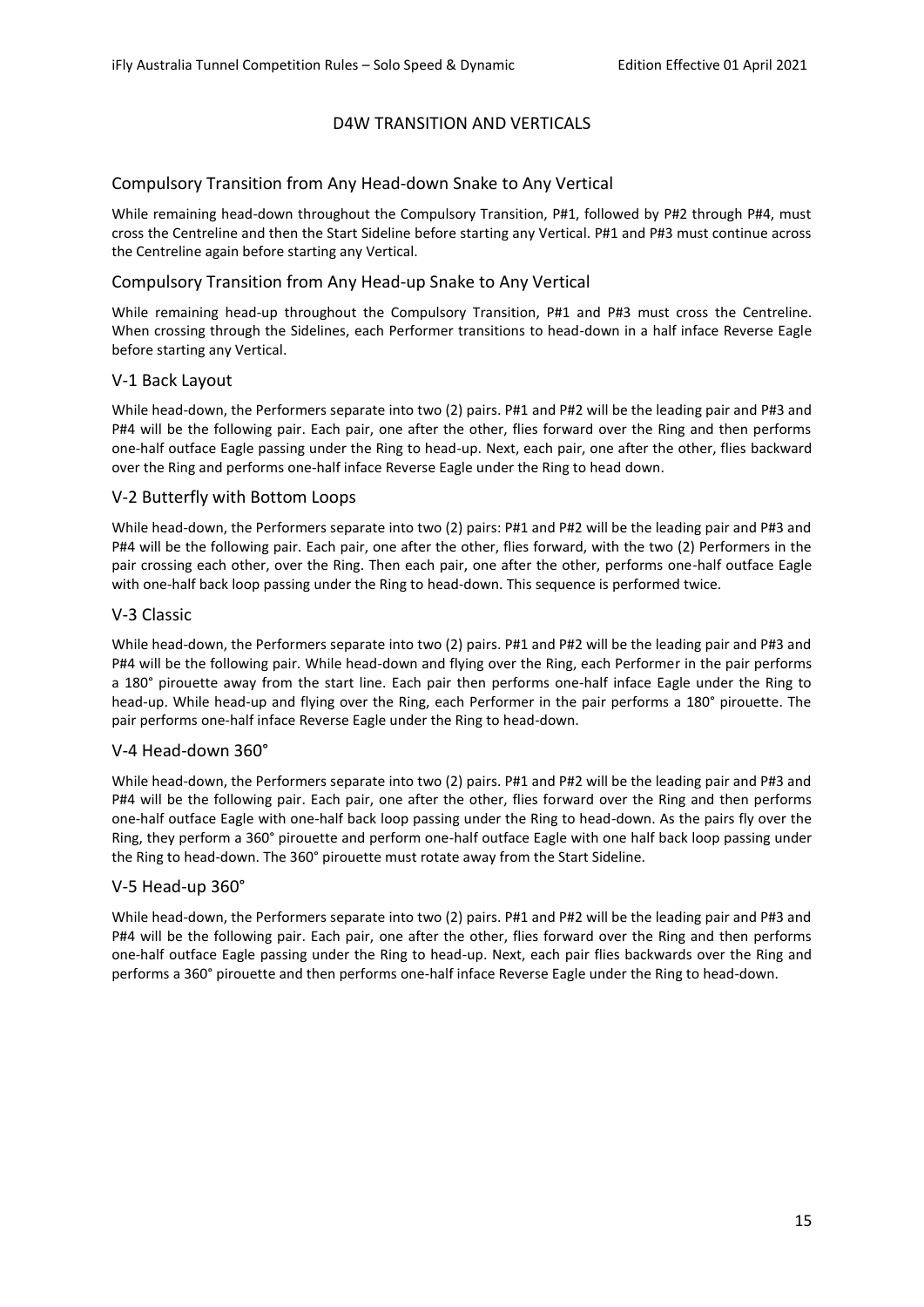# D4W TRANSITION AND VERTICALS

## Compulsory Transition from Any Head-down Snake to Any Vertical

While remaining head-down throughout the Compulsory Transition, P#1, followed by P#2 through P#4, must cross the Centreline and then the Start Sideline before starting any Vertical. P#1 and P#3 must continue across the Centreline again before starting any Vertical.

## Compulsory Transition from Any Head-up Snake to Any Vertical

While remaining head-up throughout the Compulsory Transition, P#1 and P#3 must cross the Centreline. When crossing through the Sidelines, each Performer transitions to head-down in a half inface Reverse Eagle before starting any Vertical.

## V-1 Back Layout

While head-down, the Performers separate into two (2) pairs. P#1 and P#2 will be the leading pair and P#3 and P#4 will be the following pair. Each pair, one after the other, flies forward over the Ring and then performs one-half outface Eagle passing under the Ring to head-up. Next, each pair, one after the other, flies backward over the Ring and performs one-half inface Reverse Eagle under the Ring to head down.

## V-2 Butterfly with Bottom Loops

While head-down, the Performers separate into two (2) pairs: P#1 and P#2 will be the leading pair and P#3 and P#4 will be the following pair. Each pair, one after the other, flies forward, with the two (2) Performers in the pair crossing each other, over the Ring. Then each pair, one after the other, performs one-half outface Eagle with one-half back loop passing under the Ring to head-down. This sequence is performed twice.

## V-3 Classic

While head-down, the Performers separate into two (2) pairs. P#1 and P#2 will be the leading pair and P#3 and P#4 will be the following pair. While head-down and flying over the Ring, each Performer in the pair performs a 180° pirouette away from the start line. Each pair then performs one-half inface Eagle under the Ring to head-up. While head-up and flying over the Ring, each Performer in the pair performs a 180° pirouette. The pair performs one-half inface Reverse Eagle under the Ring to head-down.

## V-4 Head-down 360°

While head-down, the Performers separate into two (2) pairs. P#1 and P#2 will be the leading pair and P#3 and P#4 will be the following pair. Each pair, one after the other, flies forward over the Ring and then performs one-half outface Eagle with one-half back loop passing under the Ring to head-down. As the pairs fly over the Ring, they perform a 360° pirouette and perform one-half outface Eagle with one half back loop passing under the Ring to head-down. The 360° pirouette must rotate away from the Start Sideline.

## V-5 Head-up 360°

While head-down, the Performers separate into two (2) pairs. P#1 and P#2 will be the leading pair and P#3 and P#4 will be the following pair. Each pair, one after the other, flies forward over the Ring and then performs one-half outface Eagle passing under the Ring to head-up. Next, each pair flies backwards over the Ring and performs a 360° pirouette and then performs one-half inface Reverse Eagle under the Ring to head-down.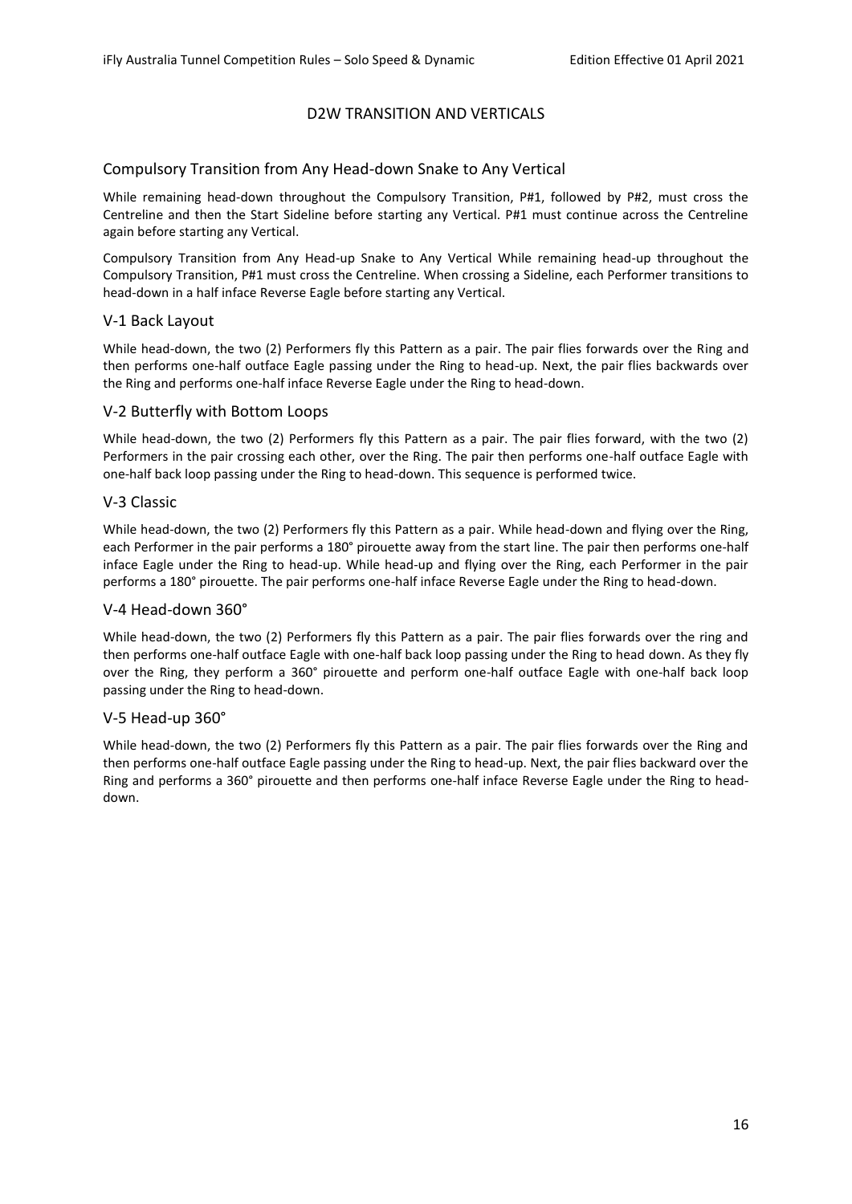# D2W TRANSITION AND VERTICALS

## Compulsory Transition from Any Head-down Snake to Any Vertical

While remaining head-down throughout the Compulsory Transition, P#1, followed by P#2, must cross the Centreline and then the Start Sideline before starting any Vertical. P#1 must continue across the Centreline again before starting any Vertical.

Compulsory Transition from Any Head-up Snake to Any Vertical While remaining head-up throughout the Compulsory Transition, P#1 must cross the Centreline. When crossing a Sideline, each Performer transitions to head-down in a half inface Reverse Eagle before starting any Vertical.

## V-1 Back Layout

While head-down, the two (2) Performers fly this Pattern as a pair. The pair flies forwards over the Ring and then performs one-half outface Eagle passing under the Ring to head-up. Next, the pair flies backwards over the Ring and performs one-half inface Reverse Eagle under the Ring to head-down.

## V-2 Butterfly with Bottom Loops

While head-down, the two (2) Performers fly this Pattern as a pair. The pair flies forward, with the two (2) Performers in the pair crossing each other, over the Ring. The pair then performs one-half outface Eagle with one-half back loop passing under the Ring to head-down. This sequence is performed twice.

## V-3 Classic

While head-down, the two (2) Performers fly this Pattern as a pair. While head-down and flying over the Ring, each Performer in the pair performs a 180° pirouette away from the start line. The pair then performs one-half inface Eagle under the Ring to head-up. While head-up and flying over the Ring, each Performer in the pair performs a 180° pirouette. The pair performs one-half inface Reverse Eagle under the Ring to head-down.

## V-4 Head-down 360°

While head-down, the two (2) Performers fly this Pattern as a pair. The pair flies forwards over the ring and then performs one-half outface Eagle with one-half back loop passing under the Ring to head down. As they fly over the Ring, they perform a 360° pirouette and perform one-half outface Eagle with one-half back loop passing under the Ring to head-down.

## V-5 Head-up 360°

While head-down, the two (2) Performers fly this Pattern as a pair. The pair flies forwards over the Ring and then performs one-half outface Eagle passing under the Ring to head-up. Next, the pair flies backward over the Ring and performs a 360° pirouette and then performs one-half inface Reverse Eagle under the Ring to head-down.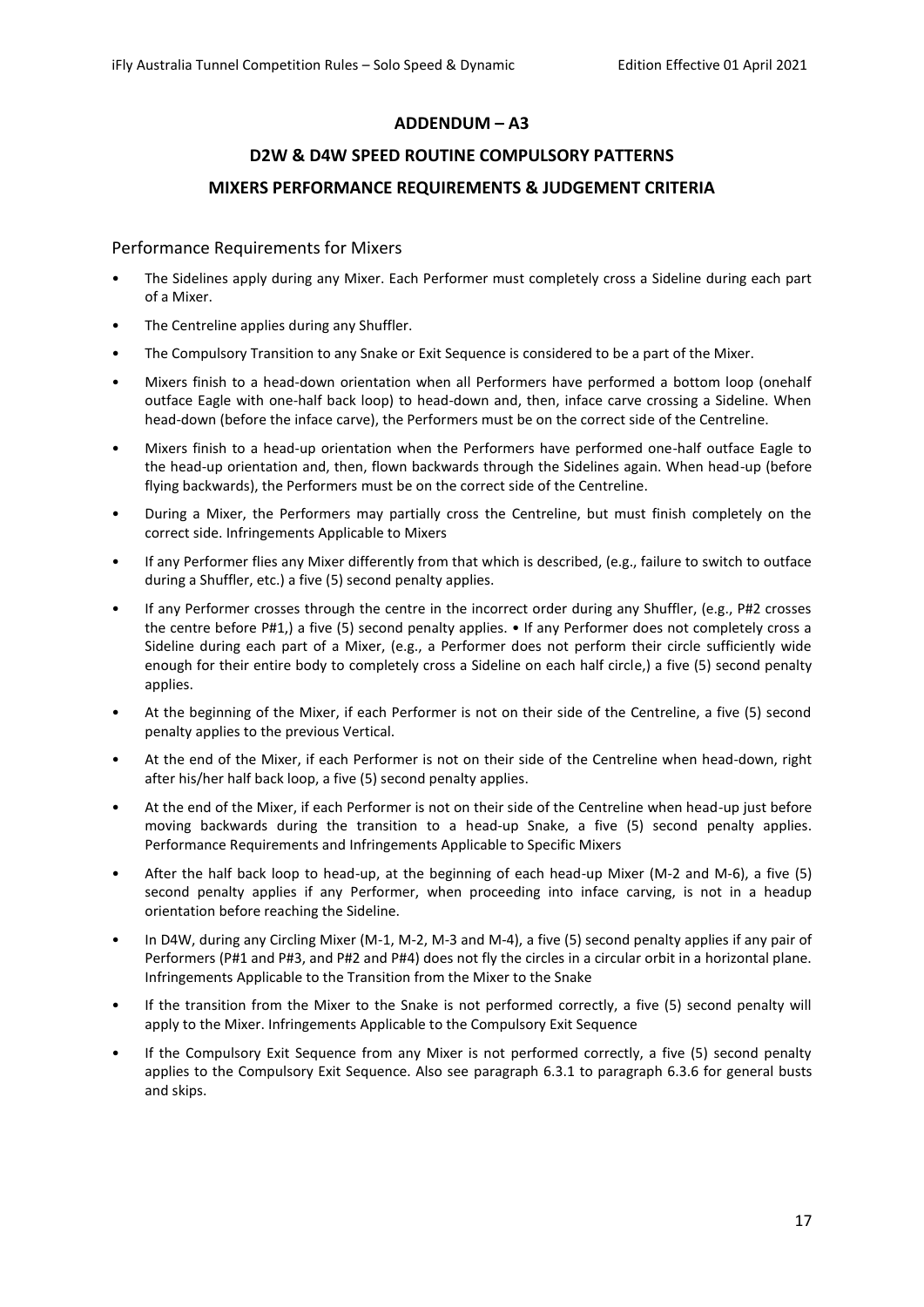## ADDENDUM – A3

## D2W & D4W SPEED ROUTINE COMPULSORY PATTERNS

## MIXERS PERFORMANCE REQUIREMENTS & JUDGEMENT CRITERIA

### Performance Requirements for Mixers

- The Sidelines apply during any Mixer. Each Performer must completely cross a Sideline during each part of a Mixer.
- The Centreline applies during any Shuffler.
- The Compulsory Transition to any Snake or Exit Sequence is considered to be a part of the Mixer.
- Mixers finish to a head-down orientation when all Performers have performed a bottom loop (onehalf outface Eagle with one-half back loop) to head-down and, then, inface carve crossing a Sideline. When head-down (before the inface carve), the Performers must be on the correct side of the Centreline.
- Mixers finish to a head-up orientation when the Performers have performed one-half outface Eagle to the head-up orientation and, then, flown backwards through the Sidelines again. When head-up (before flying backwards), the Performers must be on the correct side of the Centreline.
- During a Mixer, the Performers may partially cross the Centreline, but must finish completely on the correct side. Infringements Applicable to Mixers
- If any Performer flies any Mixer differently from that which is described, (e.g., failure to switch to outface during a Shuffler, etc.) a five (5) second penalty applies.
- If any Performer crosses through the centre in the incorrect order during any Shuffler, (e.g., P#2 crosses the centre before P#1,) a five (5) second penalty applies. • If any Performer does not completely cross a Sideline during each part of a Mixer, (e.g., a Performer does not perform their circle sufficiently wide enough for their entire body to completely cross a Sideline on each half circle,) a five (5) second penalty applies.
- At the beginning of the Mixer, if each Performer is not on their side of the Centreline, a five (5) second penalty applies to the previous Vertical.
- At the end of the Mixer, if each Performer is not on their side of the Centreline when head-down, right after his/her half back loop, a five (5) second penalty applies.
- At the end of the Mixer, if each Performer is not on their side of the Centreline when head-up just before moving backwards during the transition to a head-up Snake, a five (5) second penalty applies. Performance Requirements and Infringements Applicable to Specific Mixers
- After the half back loop to head-up, at the beginning of each head-up Mixer (M-2 and M-6), a five (5) second penalty applies if any Performer, when proceeding into inface carving, is not in a headup orientation before reaching the Sideline.
- In D4W, during any Circling Mixer (M-1, M-2, M-3 and M-4), a five (5) second penalty applies if any pair of Performers (P#1 and P#3, and P#2 and P#4) does not fly the circles in a circular orbit in a horizontal plane. Infringements Applicable to the Transition from the Mixer to the Snake
- If the transition from the Mixer to the Snake is not performed correctly, a five (5) second penalty will apply to the Mixer. Infringements Applicable to the Compulsory Exit Sequence
- If the Compulsory Exit Sequence from any Mixer is not performed correctly, a five (5) second penalty applies to the Compulsory Exit Sequence. Also see paragraph 6.3.1 to paragraph 6.3.6 for general busts and skips.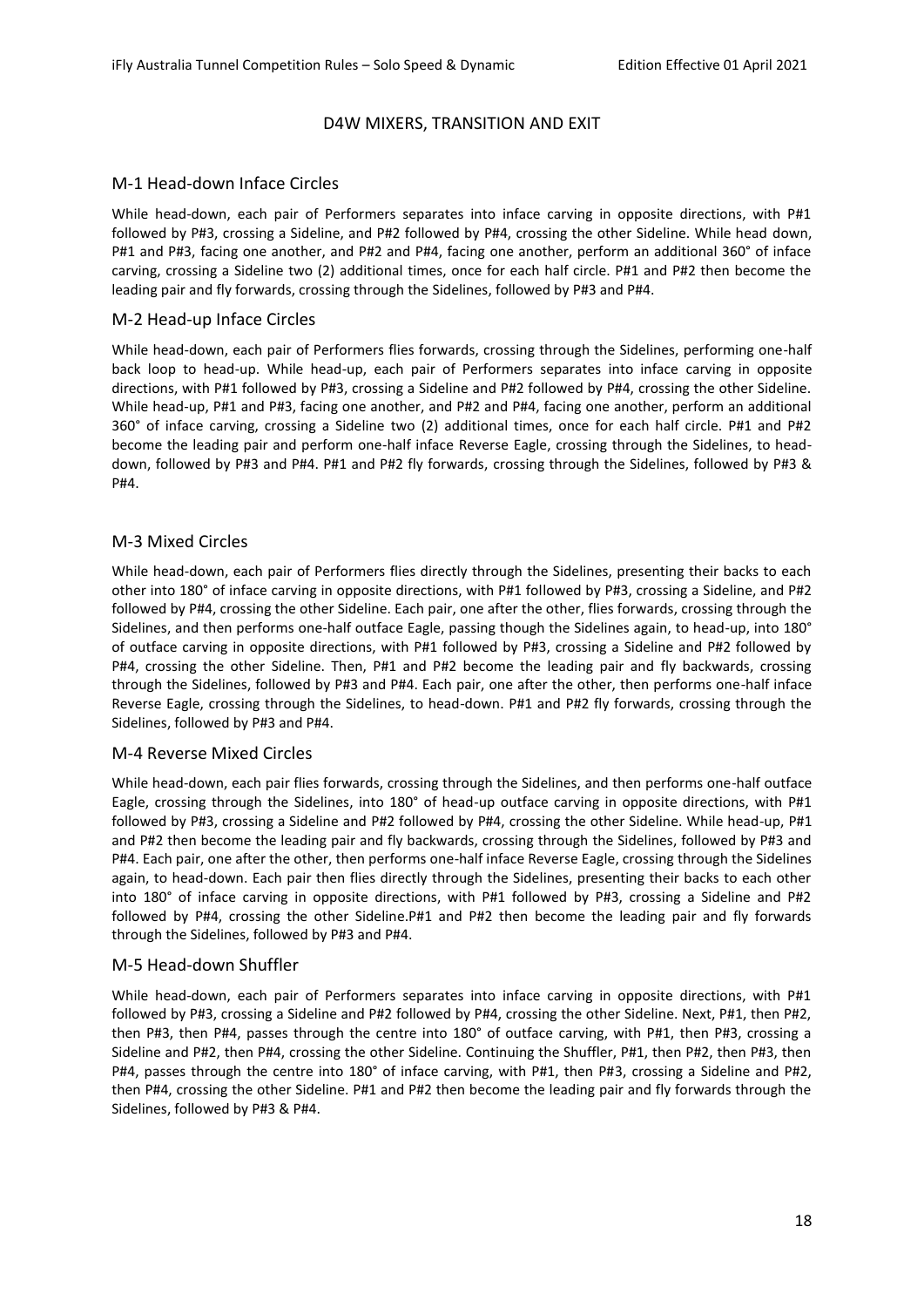## D4W MIXERS, TRANSITION AND EXIT

### M-1 Head-down Inface Circles

While head-down, each pair of Performers separates into inface carving in opposite directions, with P#1 followed by P#3, crossing a Sideline, and P#2 followed by P#4, crossing the other Sideline. While head down, P#1 and P#3, facing one another, and P#2 and P#4, facing one another, perform an additional 360° of inface carving, crossing a Sideline two (2) additional times, once for each half circle. P#1 and P#2 then become the leading pair and fly forwards, crossing through the Sidelines, followed by P#3 and P#4.

### M-2 Head-up Inface Circles

While head-down, each pair of Performers flies forwards, crossing through the Sidelines, performing one-half back loop to head-up. While head-up, each pair of Performers separates into inface carving in opposite directions, with P#1 followed by P#3, crossing a Sideline and P#2 followed by P#4, crossing the other Sideline. While head-up, P#1 and P#3, facing one another, and P#2 and P#4, facing one another, perform an additional 360° of inface carving, crossing a Sideline two (2) additional times, once for each half circle. P#1 and P#2 become the leading pair and perform one-half inface Reverse Eagle, crossing through the Sidelines, to head-down, followed by P#3 and P#4. P#1 and P#2 fly forwards, crossing through the Sidelines, followed by P#3 & P#4.

### M-3 Mixed Circles

While head-down, each pair of Performers flies directly through the Sidelines, presenting their backs to each other into 180° of inface carving in opposite directions, with P#1 followed by P#3, crossing a Sideline, and P#2 followed by P#4, crossing the other Sideline. Each pair, one after the other, flies forwards, crossing through the Sidelines, and then performs one-half outface Eagle, passing though the Sidelines again, to head-up, into 180° of outface carving in opposite directions, with P#1 followed by P#3, crossing a Sideline and P#2 followed by P#4, crossing the other Sideline. Then, P#1 and P#2 become the leading pair and fly backwards, crossing through the Sidelines, followed by P#3 and P#4. Each pair, one after the other, then performs one-half inface Reverse Eagle, crossing through the Sidelines, to head-down. P#1 and P#2 fly forwards, crossing through the Sidelines, followed by P#3 and P#4.

### M-4 Reverse Mixed Circles

While head-down, each pair flies forwards, crossing through the Sidelines, and then performs one-half outface Eagle, crossing through the Sidelines, into 180° of head-up outface carving in opposite directions, with P#1 followed by P#3, crossing a Sideline and P#2 followed by P#4, crossing the other Sideline. While head-up, P#1 and P#2 then become the leading pair and fly backwards, crossing through the Sidelines, followed by P#3 and P#4. Each pair, one after the other, then performs one-half inface Reverse Eagle, crossing through the Sidelines again, to head-down. Each pair then flies directly through the Sidelines, presenting their backs to each other into 180° of inface carving in opposite directions, with P#1 followed by P#3, crossing a Sideline and P#2 followed by P#4, crossing the other Sideline.P#1 and P#2 then become the leading pair and fly forwards through the Sidelines, followed by P#3 and P#4.

### M-5 Head-down Shuffler

While head-down, each pair of Performers separates into inface carving in opposite directions, with P#1 followed by P#3, crossing a Sideline and P#2 followed by P#4, crossing the other Sideline. Next, P#1, then P#2, then P#3, then P#4, passes through the centre into 180° of outface carving, with P#1, then P#3, crossing a Sideline and P#2, then P#4, crossing the other Sideline. Continuing the Shuffler, P#1, then P#2, then P#3, then P#4, passes through the centre into 180° of inface carving, with P#1, then P#3, crossing a Sideline and P#2, then P#4, crossing the other Sideline. P#1 and P#2 then become the leading pair and fly forwards through the Sidelines, followed by P#3 & P#4.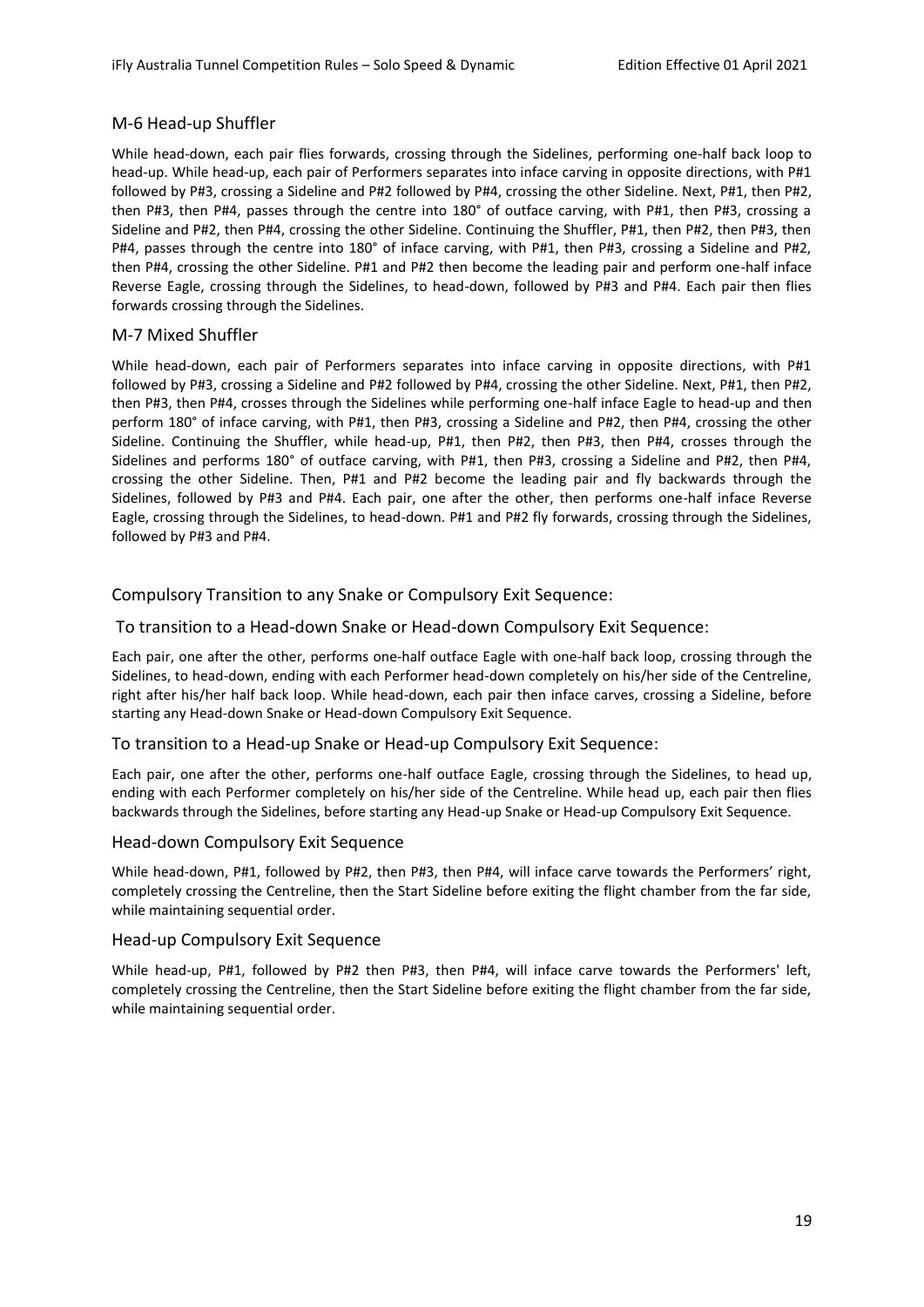### M-6 Head-up Shuffler

While head-down, each pair flies forwards, crossing through the Sidelines, performing one-half back loop to head-up. While head-up, each pair of Performers separates into inface carving in opposite directions, with P#1 followed by P#3, crossing a Sideline and P#2 followed by P#4, crossing the other Sideline. Next, P#1, then P#2, then P#3, then P#4, passes through the centre into 180° of outface carving, with P#1, then P#3, crossing a Sideline and P#2, then P#4, crossing the other Sideline. Continuing the Shuffler, P#1, then P#2, then P#3, then P#4, passes through the centre into 180° of inface carving, with P#1, then P#3, crossing a Sideline and P#2, then P#4, crossing the other Sideline. P#1 and P#2 then become the leading pair and perform one-half inface Reverse Eagle, crossing through the Sidelines, to head-down, followed by P#3 and P#4. Each pair then flies forwards crossing through the Sidelines.

### M-7 Mixed Shuffler

While head-down, each pair of Performers separates into inface carving in opposite directions, with P#1 followed by P#3, crossing a Sideline and P#2 followed by P#4, crossing the other Sideline. Next, P#1, then P#2, then P#3, then P#4, crosses through the Sidelines while performing one-half inface Eagle to head-up and then perform 180° of inface carving, with P#1, then P#3, crossing a Sideline and P#2, then P#4, crossing the other Sideline. Continuing the Shuffler, while head-up, P#1, then P#2, then P#3, then P#4, crosses through the Sidelines and performs 180° of outface carving, with P#1, then P#3, crossing a Sideline and P#2, then P#4, crossing the other Sideline. Then, P#1 and P#2 become the leading pair and fly backwards through the Sidelines, followed by P#3 and P#4. Each pair, one after the other, then performs one-half inface Reverse Eagle, crossing through the Sidelines, to head-down. P#1 and P#2 fly forwards, crossing through the Sidelines, followed by P#3 and P#4.

## Compulsory Transition to any Snake or Compulsory Exit Sequence:

### To transition to a Head-down Snake or Head-down Compulsory Exit Sequence:

Each pair, one after the other, performs one-half outface Eagle with one-half back loop, crossing through the Sidelines, to head-down, ending with each Performer head-down completely on his/her side of the Centreline, right after his/her half back loop. While head-down, each pair then inface carves, crossing a Sideline, before starting any Head-down Snake or Head-down Compulsory Exit Sequence.

### To transition to a Head-up Snake or Head-up Compulsory Exit Sequence:

Each pair, one after the other, performs one-half outface Eagle, crossing through the Sidelines, to head up, ending with each Performer completely on his/her side of the Centreline. While head up, each pair then flies backwards through the Sidelines, before starting any Head-up Snake or Head-up Compulsory Exit Sequence.

### Head-down Compulsory Exit Sequence

While head-down, P#1, followed by P#2, then P#3, then P#4, will inface carve towards the Performers' right, completely crossing the Centreline, then the Start Sideline before exiting the flight chamber from the far side, while maintaining sequential order.

### Head-up Compulsory Exit Sequence

While head-up, P#1, followed by P#2 then P#3, then P#4, will inface carve towards the Performers' left, completely crossing the Centreline, then the Start Sideline before exiting the flight chamber from the far side, while maintaining sequential order.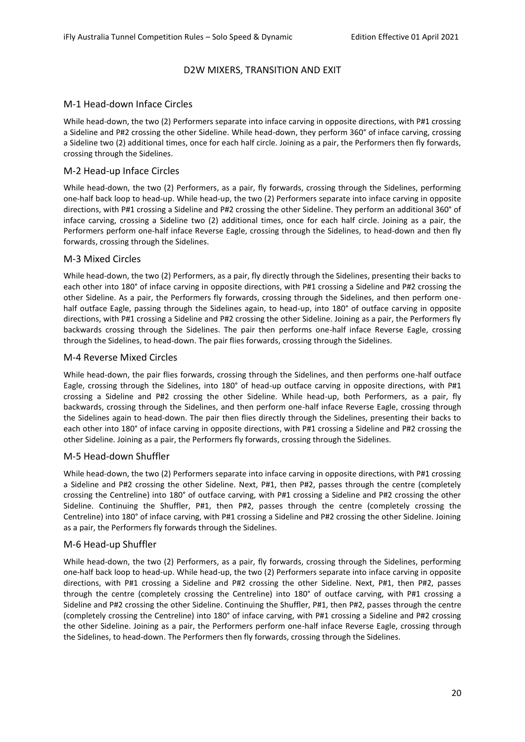## D2W MIXERS, TRANSITION AND EXIT

### M-1 Head-down Inface Circles

While head-down, the two (2) Performers separate into inface carving in opposite directions, with P#1 crossing a Sideline and P#2 crossing the other Sideline. While head-down, they perform 360° of inface carving, crossing a Sideline two (2) additional times, once for each half circle. Joining as a pair, the Performers then fly forwards, crossing through the Sidelines.

### M-2 Head-up Inface Circles

While head-down, the two (2) Performers, as a pair, fly forwards, crossing through the Sidelines, performing one-half back loop to head-up. While head-up, the two (2) Performers separate into inface carving in opposite directions, with P#1 crossing a Sideline and P#2 crossing the other Sideline. They perform an additional 360° of inface carving, crossing a Sideline two (2) additional times, once for each half circle. Joining as a pair, the Performers perform one-half inface Reverse Eagle, crossing through the Sidelines, to head-down and then fly forwards, crossing through the Sidelines.

### M-3 Mixed Circles

While head-down, the two (2) Performers, as a pair, fly directly through the Sidelines, presenting their backs to each other into 180° of inface carving in opposite directions, with P#1 crossing a Sideline and P#2 crossing the other Sideline. As a pair, the Performers fly forwards, crossing through the Sidelines, and then perform one-half outface Eagle, passing through the Sidelines again, to head-up, into 180° of outface carving in opposite directions, with P#1 crossing a Sideline and P#2 crossing the other Sideline. Joining as a pair, the Performers fly backwards crossing through the Sidelines. The pair then performs one-half inface Reverse Eagle, crossing through the Sidelines, to head-down. The pair flies forwards, crossing through the Sidelines.

### M-4 Reverse Mixed Circles

While head-down, the pair flies forwards, crossing through the Sidelines, and then performs one-half outface Eagle, crossing through the Sidelines, into 180° of head-up outface carving in opposite directions, with P#1 crossing a Sideline and P#2 crossing the other Sideline. While head-up, both Performers, as a pair, fly backwards, crossing through the Sidelines, and then perform one-half inface Reverse Eagle, crossing through the Sidelines again to head-down. The pair then flies directly through the Sidelines, presenting their backs to each other into 180° of inface carving in opposite directions, with P#1 crossing a Sideline and P#2 crossing the other Sideline. Joining as a pair, the Performers fly forwards, crossing through the Sidelines.

### M-5 Head-down Shuffler

While head-down, the two (2) Performers separate into inface carving in opposite directions, with P#1 crossing a Sideline and P#2 crossing the other Sideline. Next, P#1, then P#2, passes through the centre (completely crossing the Centreline) into 180° of outface carving, with P#1 crossing a Sideline and P#2 crossing the other Sideline. Continuing the Shuffler, P#1, then P#2, passes through the centre (completely crossing the Centreline) into 180° of inface carving, with P#1 crossing a Sideline and P#2 crossing the other Sideline. Joining as a pair, the Performers fly forwards through the Sidelines.

### M-6 Head-up Shuffler

While head-down, the two (2) Performers, as a pair, fly forwards, crossing through the Sidelines, performing one-half back loop to head-up. While head-up, the two (2) Performers separate into inface carving in opposite directions, with P#1 crossing a Sideline and P#2 crossing the other Sideline. Next, P#1, then P#2, passes through the centre (completely crossing the Centreline) into 180° of outface carving, with P#1 crossing a Sideline and P#2 crossing the other Sideline. Continuing the Shuffler, P#1, then P#2, passes through the centre (completely crossing the Centreline) into 180° of inface carving, with P#1 crossing a Sideline and P#2 crossing the other Sideline. Joining as a pair, the Performers perform one-half inface Reverse Eagle, crossing through the Sidelines, to head-down. The Performers then fly forwards, crossing through the Sidelines.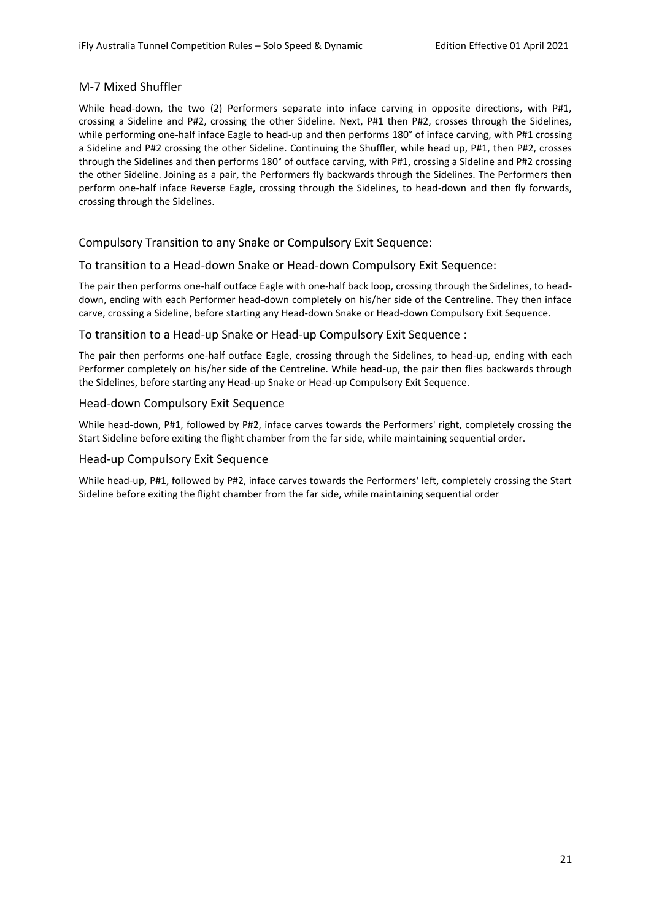## M-7 Mixed Shuffler

While head-down, the two (2) Performers separate into inface carving in opposite directions, with P#1, crossing a Sideline and P#2, crossing the other Sideline. Next, P#1 then P#2, crosses through the Sidelines, while performing one-half inface Eagle to head-up and then performs 180° of inface carving, with P#1 crossing a Sideline and P#2 crossing the other Sideline. Continuing the Shuffler, while head up, P#1, then P#2, crosses through the Sidelines and then performs 180° of outface carving, with P#1, crossing a Sideline and P#2 crossing the other Sideline. Joining as a pair, the Performers fly backwards through the Sidelines. The Performers then perform one-half inface Reverse Eagle, crossing through the Sidelines, to head-down and then fly forwards, crossing through the Sidelines.

## Compulsory Transition to any Snake or Compulsory Exit Sequence:

### To transition to a Head-down Snake or Head-down Compulsory Exit Sequence:

The pair then performs one-half outface Eagle with one-half back loop, crossing through the Sidelines, to head-down, ending with each Performer head-down completely on his/her side of the Centreline. They then inface carve, crossing a Sideline, before starting any Head-down Snake or Head-down Compulsory Exit Sequence.

### To transition to a Head-up Snake or Head-up Compulsory Exit Sequence :

The pair then performs one-half outface Eagle, crossing through the Sidelines, to head-up, ending with each Performer completely on his/her side of the Centreline. While head-up, the pair then flies backwards through the Sidelines, before starting any Head-up Snake or Head-up Compulsory Exit Sequence.

### Head-down Compulsory Exit Sequence

While head-down, P#1, followed by P#2, inface carves towards the Performers' right, completely crossing the Start Sideline before exiting the flight chamber from the far side, while maintaining sequential order.

### Head-up Compulsory Exit Sequence

While head-up, P#1, followed by P#2, inface carves towards the Performers' left, completely crossing the Start Sideline before exiting the flight chamber from the far side, while maintaining sequential order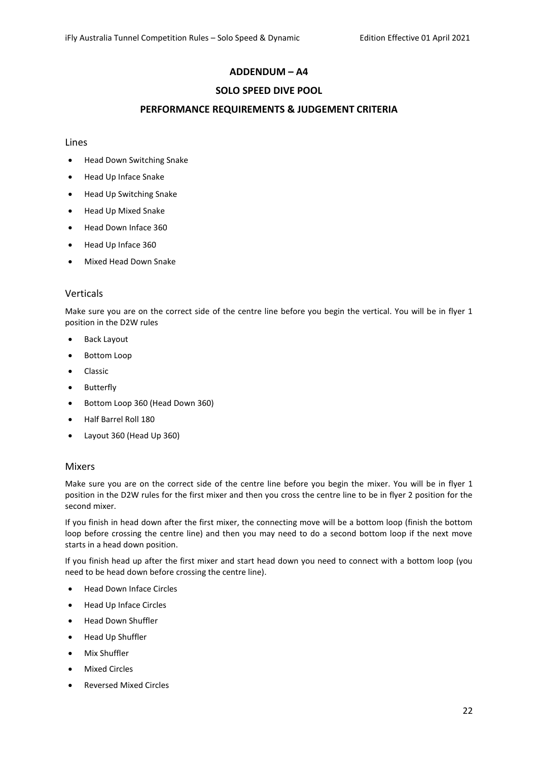# ADDENDUM – A4

# SOLO SPEED DIVE POOL

# PERFORMANCE REQUIREMENTS & JUDGEMENT CRITERIA

## Lines

- Head Down Switching Snake
- Head Up Inface Snake
- Head Up Switching Snake
- Head Up Mixed Snake
- Head Down Inface 360
- Head Up Inface 360
- Mixed Head Down Snake

## Verticals

Make sure you are on the correct side of the centre line before you begin the vertical. You will be in flyer 1 position in the D2W rules

- Back Layout
- Bottom Loop
- Classic
- Butterfly
- Bottom Loop 360 (Head Down 360)
- Half Barrel Roll 180
- Layout 360 (Head Up 360)

## Mixers

Make sure you are on the correct side of the centre line before you begin the mixer. You will be in flyer 1 position in the D2W rules for the first mixer and then you cross the centre line to be in flyer 2 position for the second mixer.

If you finish in head down after the first mixer, the connecting move will be a bottom loop (finish the bottom loop before crossing the centre line) and then you may need to do a second bottom loop if the next move starts in a head down position.

If you finish head up after the first mixer and start head down you need to connect with a bottom loop (you need to be head down before crossing the centre line).

- Head Down Inface Circles
- Head Up Inface Circles
- Head Down Shuffler
- Head Up Shuffler
- Mix Shuffler
- Mixed Circles
- Reversed Mixed Circles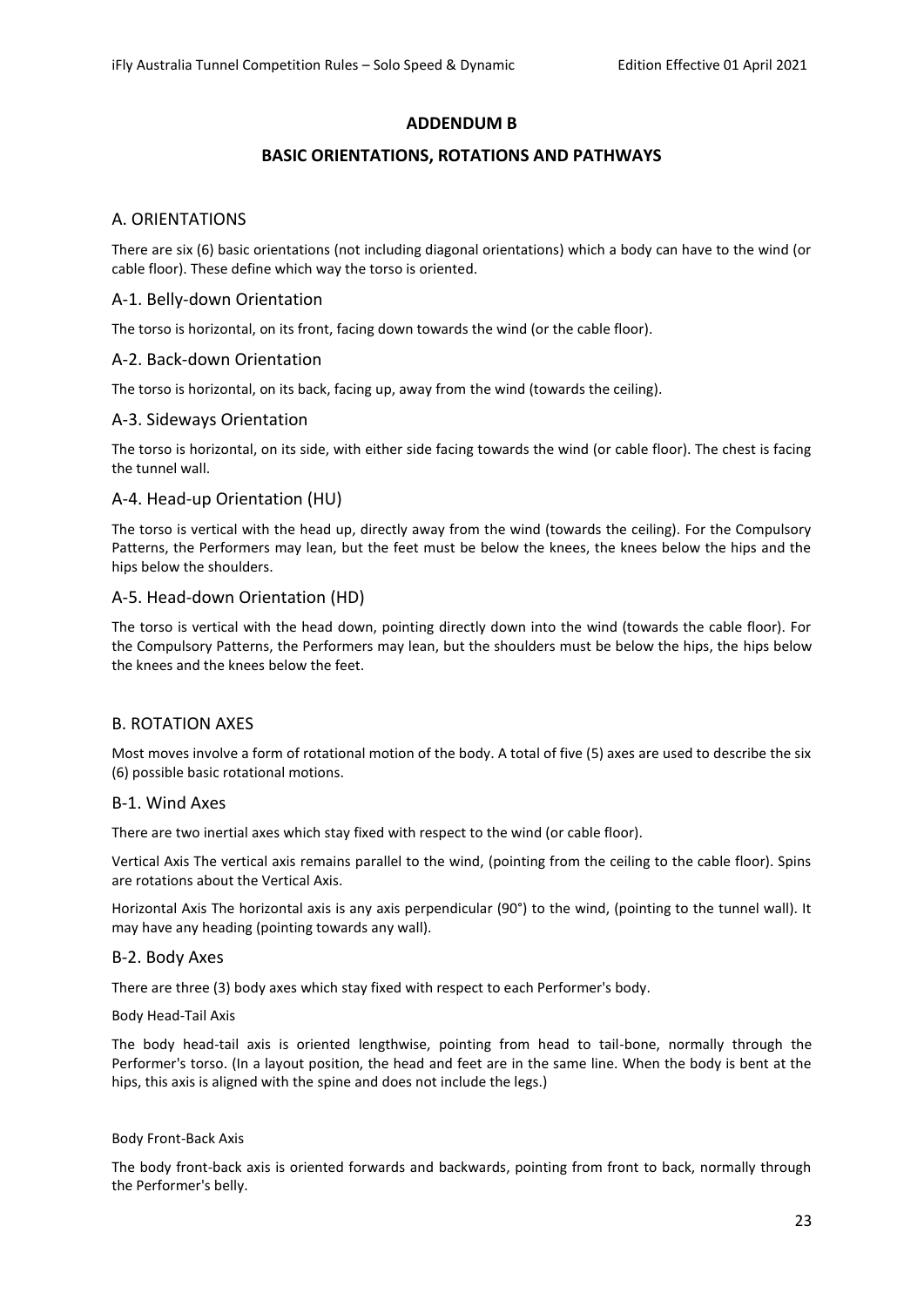# ADDENDUM B

## BASIC ORIENTATIONS, ROTATIONS AND PATHWAYS

## A. ORIENTATIONS

There are six (6) basic orientations (not including diagonal orientations) which a body can have to the wind (or cable floor). These define which way the torso is oriented.

### A-1. Belly-down Orientation

The torso is horizontal, on its front, facing down towards the wind (or the cable floor).

### A-2. Back-down Orientation

The torso is horizontal, on its back, facing up, away from the wind (towards the ceiling).

### A-3. Sideways Orientation

The torso is horizontal, on its side, with either side facing towards the wind (or cable floor). The chest is facing the tunnel wall.

### A-4. Head-up Orientation (HU)

The torso is vertical with the head up, directly away from the wind (towards the ceiling). For the Compulsory Patterns, the Performers may lean, but the feet must be below the knees, the knees below the hips and the hips below the shoulders.

### A-5. Head-down Orientation (HD)

The torso is vertical with the head down, pointing directly down into the wind (towards the cable floor). For the Compulsory Patterns, the Performers may lean, but the shoulders must be below the hips, the hips below the knees and the knees below the feet.

## B. ROTATION AXES

Most moves involve a form of rotational motion of the body. A total of five (5) axes are used to describe the six (6) possible basic rotational motions.

### B-1. Wind Axes

There are two inertial axes which stay fixed with respect to the wind (or cable floor).

Vertical Axis The vertical axis remains parallel to the wind, (pointing from the ceiling to the cable floor). Spins are rotations about the Vertical Axis.

Horizontal Axis The horizontal axis is any axis perpendicular (90°) to the wind, (pointing to the tunnel wall). It may have any heading (pointing towards any wall).

### B-2. Body Axes

There are three (3) body axes which stay fixed with respect to each Performer's body.

Body Head-Tail Axis

The body head-tail axis is oriented lengthwise, pointing from head to tail-bone, normally through the Performer's torso. (In a layout position, the head and feet are in the same line. When the body is bent at the hips, this axis is aligned with the spine and does not include the legs.)

Body Front-Back Axis

The body front-back axis is oriented forwards and backwards, pointing from front to back, normally through the Performer's belly.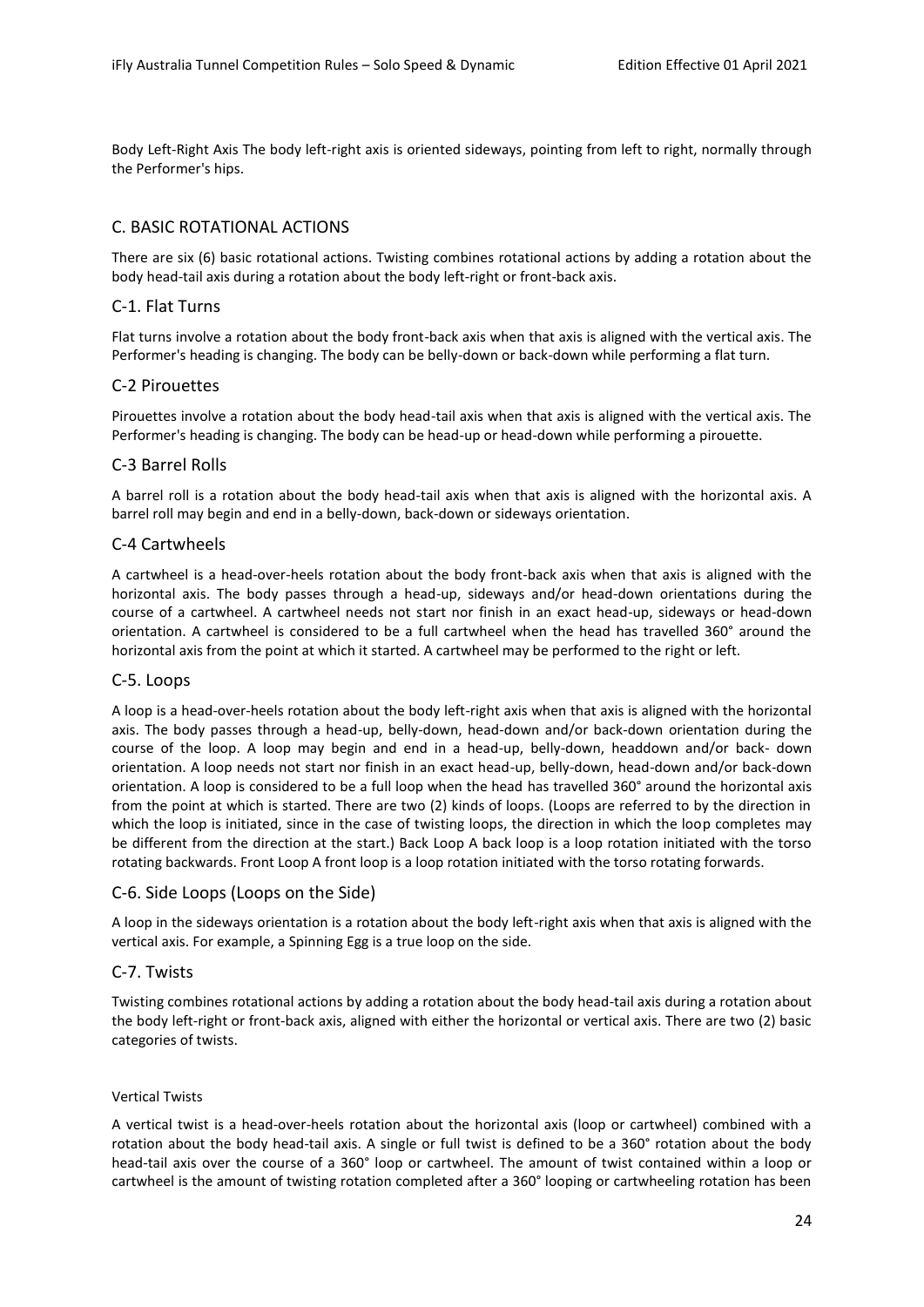Body Left-Right Axis The body left-right axis is oriented sideways, pointing from left to right, normally through the Performer's hips.

## C. BASIC ROTATIONAL ACTIONS

There are six (6) basic rotational actions. Twisting combines rotational actions by adding a rotation about the body head-tail axis during a rotation about the body left-right or front-back axis.

### C-1. Flat Turns

Flat turns involve a rotation about the body front-back axis when that axis is aligned with the vertical axis. The Performer's heading is changing. The body can be belly-down or back-down while performing a flat turn.

### C-2 Pirouettes

Pirouettes involve a rotation about the body head-tail axis when that axis is aligned with the vertical axis. The Performer's heading is changing. The body can be head-up or head-down while performing a pirouette.

### C-3 Barrel Rolls

A barrel roll is a rotation about the body head-tail axis when that axis is aligned with the horizontal axis. A barrel roll may begin and end in a belly-down, back-down or sideways orientation.

### C-4 Cartwheels

A cartwheel is a head-over-heels rotation about the body front-back axis when that axis is aligned with the horizontal axis. The body passes through a head-up, sideways and/or head-down orientations during the course of a cartwheel. A cartwheel needs not start nor finish in an exact head-up, sideways or head-down orientation. A cartwheel is considered to be a full cartwheel when the head has travelled 360° around the horizontal axis from the point at which it started. A cartwheel may be performed to the right or left.

### C-5. Loops

A loop is a head-over-heels rotation about the body left-right axis when that axis is aligned with the horizontal axis. The body passes through a head-up, belly-down, head-down and/or back-down orientation during the course of the loop. A loop may begin and end in a head-up, belly-down, headdown and/or back- down orientation. A loop needs not start nor finish in an exact head-up, belly-down, head-down and/or back-down orientation. A loop is considered to be a full loop when the head has travelled 360° around the horizontal axis from the point at which is started. There are two (2) kinds of loops. (Loops are referred to by the direction in which the loop is initiated, since in the case of twisting loops, the direction in which the loop completes may be different from the direction at the start.) Back Loop A back loop is a loop rotation initiated with the torso rotating backwards. Front Loop A front loop is a loop rotation initiated with the torso rotating forwards.

### C-6. Side Loops (Loops on the Side)

A loop in the sideways orientation is a rotation about the body left-right axis when that axis is aligned with the vertical axis. For example, a Spinning Egg is a true loop on the side.

### C-7. Twists

Twisting combines rotational actions by adding a rotation about the body head-tail axis during a rotation about the body left-right or front-back axis, aligned with either the horizontal or vertical axis. There are two (2) basic categories of twists.

#### Vertical Twists

A vertical twist is a head-over-heels rotation about the horizontal axis (loop or cartwheel) combined with a rotation about the body head-tail axis. A single or full twist is defined to be a 360° rotation about the body head-tail axis over the course of a 360° loop or cartwheel. The amount of twist contained within a loop or cartwheel is the amount of twisting rotation completed after a 360° looping or cartwheeling rotation has been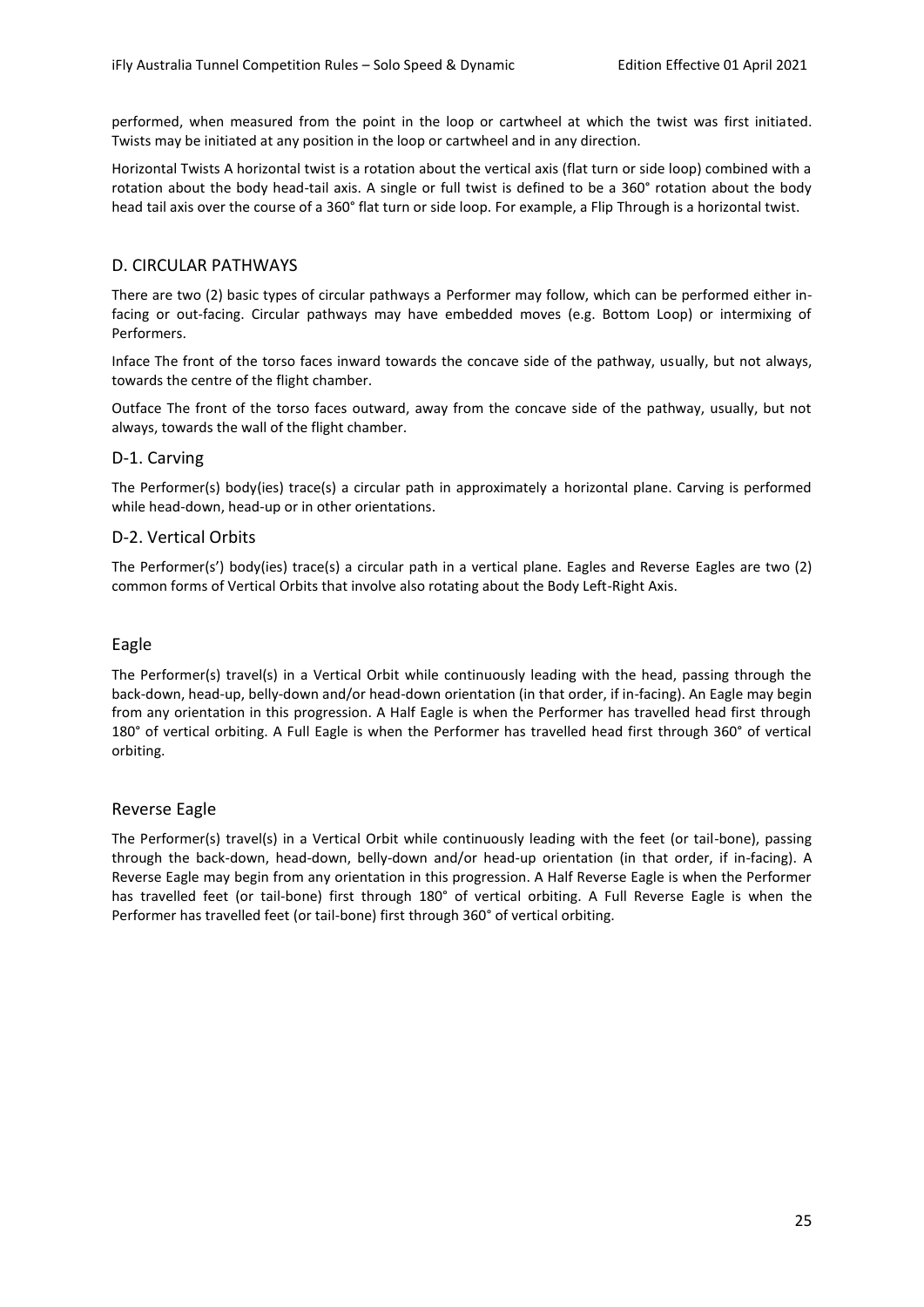performed, when measured from the point in the loop or cartwheel at which the twist was first initiated. Twists may be initiated at any position in the loop or cartwheel and in any direction.

Horizontal Twists A horizontal twist is a rotation about the vertical axis (flat turn or side loop) combined with a rotation about the body head-tail axis. A single or full twist is defined to be a 360° rotation about the body head tail axis over the course of a 360° flat turn or side loop. For example, a Flip Through is a horizontal twist.

## D. CIRCULAR PATHWAYS

There are two (2) basic types of circular pathways a Performer may follow, which can be performed either in-facing or out-facing. Circular pathways may have embedded moves (e.g. Bottom Loop) or intermixing of Performers.

Inface The front of the torso faces inward towards the concave side of the pathway, usually, but not always, towards the centre of the flight chamber.

Outface The front of the torso faces outward, away from the concave side of the pathway, usually, but not always, towards the wall of the flight chamber.

### D-1. Carving

The Performer(s) body(ies) trace(s) a circular path in approximately a horizontal plane. Carving is performed while head-down, head-up or in other orientations.

### D-2. Vertical Orbits

The Performer(s') body(ies) trace(s) a circular path in a vertical plane. Eagles and Reverse Eagles are two (2) common forms of Vertical Orbits that involve also rotating about the Body Left-Right Axis.

### Eagle

The Performer(s) travel(s) in a Vertical Orbit while continuously leading with the head, passing through the back-down, head-up, belly-down and/or head-down orientation (in that order, if in-facing). An Eagle may begin from any orientation in this progression. A Half Eagle is when the Performer has travelled head first through 180° of vertical orbiting. A Full Eagle is when the Performer has travelled head first through 360° of vertical orbiting.

### Reverse Eagle

The Performer(s) travel(s) in a Vertical Orbit while continuously leading with the feet (or tail-bone), passing through the back-down, head-down, belly-down and/or head-up orientation (in that order, if in-facing). A Reverse Eagle may begin from any orientation in this progression. A Half Reverse Eagle is when the Performer has travelled feet (or tail-bone) first through 180° of vertical orbiting. A Full Reverse Eagle is when the Performer has travelled feet (or tail-bone) first through 360° of vertical orbiting.